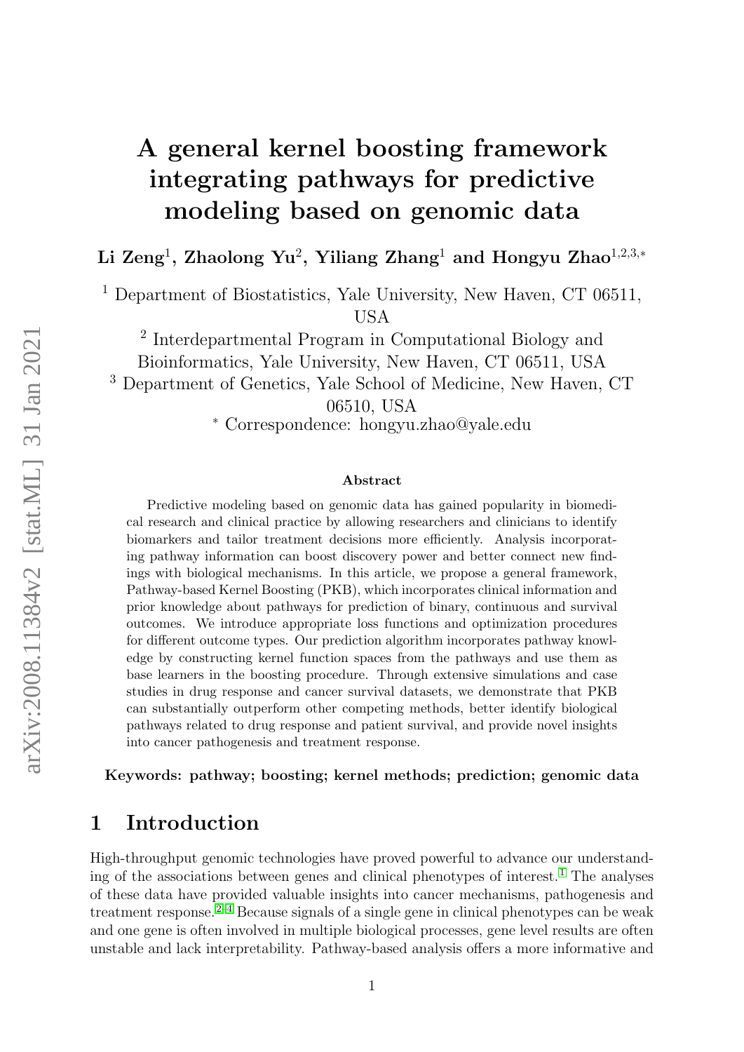# A general kernel boosting framework integrating pathways for predictive modeling based on genomic data

**Li Zeng[1], Zhaolong Yu[2], Yiliang Zhang[1] and Hongyu Zhao[1,2,3,*]**

[1] Department of Biostatistics, Yale University, New Haven, CT 06511, USA

[2] Interdepartmental Program in Computational Biology and Bioinformatics, Yale University, New Haven, CT 06511, USA

[3] Department of Genetics, Yale School of Medicine, New Haven, CT 06510, USA

[*] Correspondence: hongyu.zhao@yale.edu

### Abstract

Predictive modeling based on genomic data has gained popularity in biomedical research and clinical practice by allowing researchers and clinicians to identify biomarkers and tailor treatment decisions more efficiently. Analysis incorporating pathway information can boost discovery power and better connect new findings with biological mechanisms. In this article, we propose a general framework, Pathway-based Kernel Boosting (PKB), which incorporates clinical information and prior knowledge about pathways for prediction of binary, continuous and survival outcomes. We introduce appropriate loss functions and optimization procedures for different outcome types. Our prediction algorithm incorporates pathway knowledge by constructing kernel function spaces from the pathways and use them as base learners in the boosting procedure. Through extensive simulations and case studies in drug response and cancer survival datasets, we demonstrate that PKB can substantially outperform other competing methods, better identify biological pathways related to drug response and patient survival, and provide novel insights into cancer pathogenesis and treatment response.

**Keywords: pathway; boosting; kernel methods; prediction; genomic data**

## 1 Introduction

High-throughput genomic technologies have proved powerful to advance our understanding of the associations between genes and clinical phenotypes of interest.[1] The analyses of these data have provided valuable insights into cancer mechanisms, pathogenesis and treatment response.[2–4] Because signals of a single gene in clinical phenotypes can be weak and one gene is often involved in multiple biological processes, gene level results are often unstable and lack interpretability. Pathway-based analysis offers a more informative and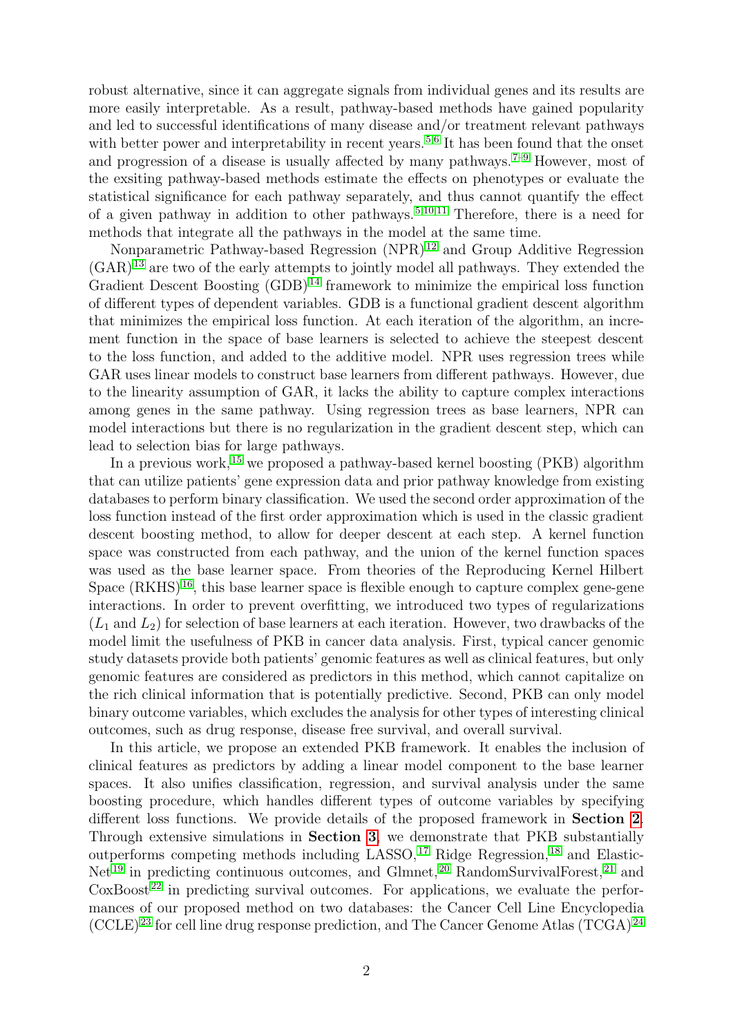robust alternative, since it can aggregate signals from individual genes and its results are more easily interpretable. As a result, pathway-based methods have gained popularity and led to successful identifications of many disease and/or treatment relevant pathways with better power and interpretability in recent years.[5,6] It has been found that the onset and progression of a disease is usually affected by many pathways.[7–9] However, most of the exsiting pathway-based methods estimate the effects on phenotypes or evaluate the statistical significance for each pathway separately, and thus cannot quantify the effect of a given pathway in addition to other pathways.[5,10,11] Therefore, there is a need for methods that integrate all the pathways in the model at the same time.

Nonparametric Pathway-based Regression (NPR)[12] and Group Additive Regression (GAR)[13] are two of the early attempts to jointly model all pathways. They extended the Gradient Descent Boosting (GDB)[14] framework to minimize the empirical loss function of different types of dependent variables. GDB is a functional gradient descent algorithm that minimizes the empirical loss function. At each iteration of the algorithm, an increment function in the space of base learners is selected to achieve the steepest descent to the loss function, and added to the additive model. NPR uses regression trees while GAR uses linear models to construct base learners from different pathways. However, due to the linearity assumption of GAR, it lacks the ability to capture complex interactions among genes in the same pathway. Using regression trees as base learners, NPR can model interactions but there is no regularization in the gradient descent step, which can lead to selection bias for large pathways.

In a previous work,[15] we proposed a pathway-based kernel boosting (PKB) algorithm that can utilize patients' gene expression data and prior pathway knowledge from existing databases to perform binary classification. We used the second order approximation of the loss function instead of the first order approximation which is used in the classic gradient descent boosting method, to allow for deeper descent at each step. A kernel function space was constructed from each pathway, and the union of the kernel function spaces was used as the base learner space. From theories of the Reproducing Kernel Hilbert Space (RKHS)[16], this base learner space is flexible enough to capture complex gene-gene interactions. In order to prevent overfitting, we introduced two types of regularizations ($L_1$ and $L_2$) for selection of base learners at each iteration. However, two drawbacks of the model limit the usefulness of PKB in cancer data analysis. First, typical cancer genomic study datasets provide both patients' genomic features as well as clinical features, but only genomic features are considered as predictors in this method, which cannot capitalize on the rich clinical information that is potentially predictive. Second, PKB can only model binary outcome variables, which excludes the analysis for other types of interesting clinical outcomes, such as drug response, disease free survival, and overall survival.

In this article, we propose an extended PKB framework. It enables the inclusion of clinical features as predictors by adding a linear model component to the base learner spaces. It also unifies classification, regression, and survival analysis under the same boosting procedure, which handles different types of outcome variables by specifying different loss functions. We provide details of the proposed framework in **Section 2**. Through extensive simulations in **Section 3**, we demonstrate that PKB substantially outperforms competing methods including LASSO,[17] Ridge Regression,[18] and Elastic-Net[19] in predicting continuous outcomes, and Glmnet,[20] RandomSurvivalForest,[21] and CoxBoost[22] in predicting survival outcomes. For applications, we evaluate the performances of our proposed method on two databases: the Cancer Cell Line Encyclopedia (CCLE)[23] for cell line drug response prediction, and The Cancer Genome Atlas (TCGA)[24]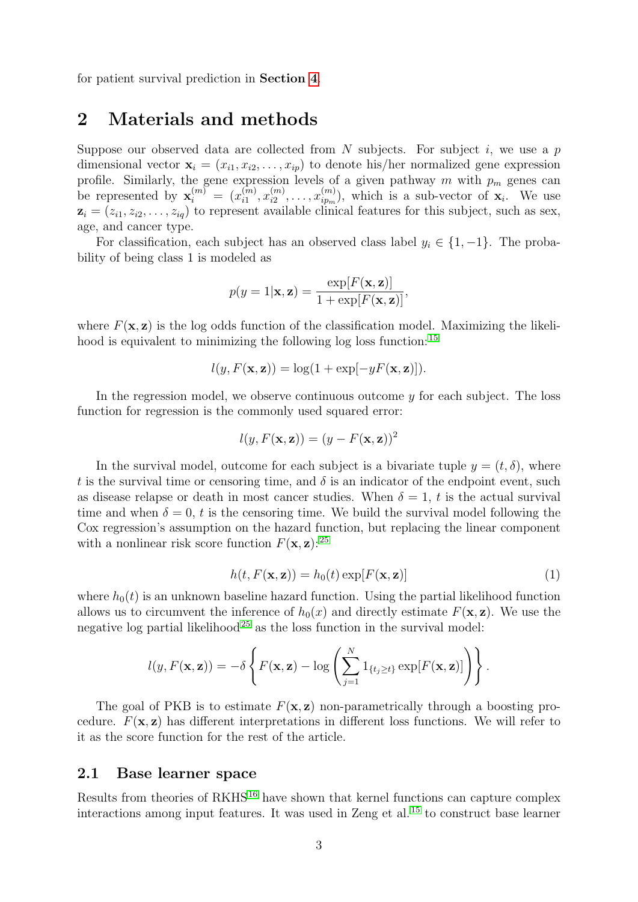for patient survival prediction in **Section 4**.

## 2 Materials and methods

Suppose our observed data are collected from $N$ subjects. For subject $i$, we use a $p$ dimensional vector $\mathbf{x}_i = (x_{i1}, x_{i2}, \ldots, x_{ip})$ to denote his/her normalized gene expression profile. Similarly, the gene expression levels of a given pathway $m$ with $p_m$ genes can be represented by $\mathbf{x}_i^{(m)} = (x_{i1}^{(m)}, x_{i2}^{(m)}, \ldots, x_{ip_m}^{(m)})$, which is a sub-vector of $\mathbf{x}_i$. We use $\mathbf{z}_i = (z_{i1}, z_{i2}, \ldots, z_{iq})$ to represent available clinical features for this subject, such as sex, age, and cancer type.

For classification, each subject has an observed class label $y_i \in \{1, -1\}$. The probability of being class 1 is modeled as

$$p(y = 1|\mathbf{x}, \mathbf{z}) = \frac{\exp[F(\mathbf{x}, \mathbf{z})]}{1 + \exp[F(\mathbf{x}, \mathbf{z})]},$$

where $F(\mathbf{x}, \mathbf{z})$ is the log odds function of the classification model. Maximizing the likelihood is equivalent to minimizing the following log loss function:[15]

$$l(y, F(\mathbf{x}, \mathbf{z})) = \log(1 + \exp[-yF(\mathbf{x}, \mathbf{z})]).$$

In the regression model, we observe continuous outcome $y$ for each subject. The loss function for regression is the commonly used squared error:

$$l(y, F(\mathbf{x}, \mathbf{z})) = (y - F(\mathbf{x}, \mathbf{z}))^2$$

In the survival model, outcome for each subject is a bivariate tuple $y = (t, \delta)$, where $t$ is the survival time or censoring time, and $\delta$ is an indicator of the endpoint event, such as disease relapse or death in most cancer studies. When $\delta = 1$, $t$ is the actual survival time and when $\delta = 0$, $t$ is the censoring time. We build the survival model following the Cox regression's assumption on the hazard function, but replacing the linear component with a nonlinear risk score function $F(\mathbf{x}, \mathbf{z})$:[25]

$$h(t, F(\mathbf{x}, \mathbf{z})) = h_0(t) \exp[F(\mathbf{x}, \mathbf{z})] \tag{1}$$

where $h_0(t)$ is an unknown baseline hazard function. Using the partial likelihood function allows us to circumvent the inference of $h_0(x)$ and directly estimate $F(\mathbf{x}, \mathbf{z})$. We use the negative log partial likelihood[25] as the loss function in the survival model:

$$l(y, F(\mathbf{x}, \mathbf{z})) = -\delta \left\{ F(\mathbf{x}, \mathbf{z}) - \log \left( \sum_{j=1}^{N} 1_{\{t_j \geq t\}} \exp[F(\mathbf{x}, \mathbf{z})] \right) \right\}.$$

The goal of PKB is to estimate $F(\mathbf{x}, \mathbf{z})$ non-parametrically through a boosting procedure. $F(\mathbf{x}, \mathbf{z})$ has different interpretations in different loss functions. We will refer to it as the score function for the rest of the article.

### 2.1 Base learner space

Results from theories of RKHS[16] have shown that kernel functions can capture complex interactions among input features. It was used in Zeng et al.[15] to construct base learner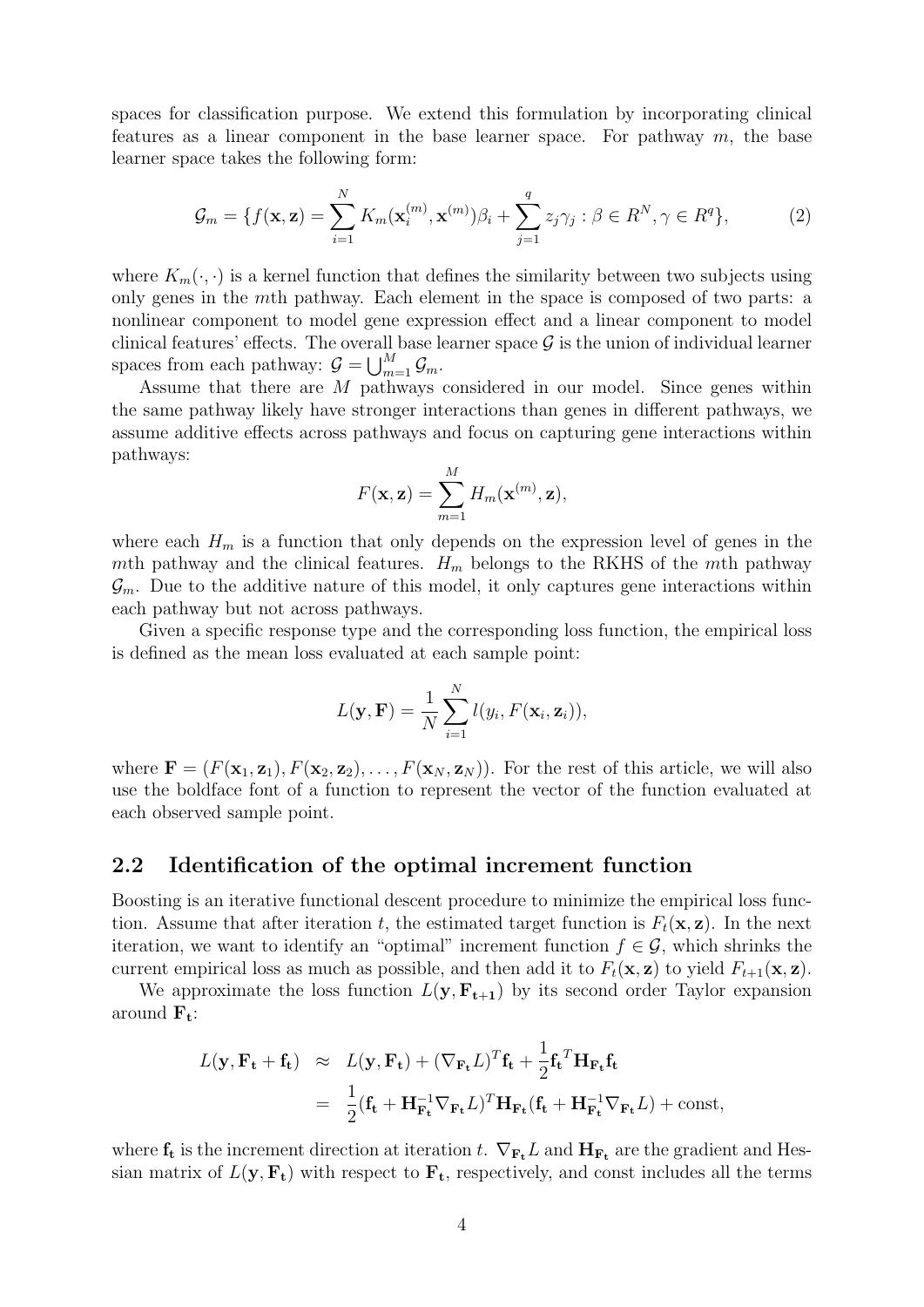spaces for classification purpose. We extend this formulation by incorporating clinical features as a linear component in the base learner space. For pathway $m$, the base learner space takes the following form:

$$\mathcal{G}_m = \{f(\mathbf{x}, \mathbf{z}) = \sum_{i=1}^{N} K_m(\mathbf{x}_i^{(m)}, \mathbf{x}^{(m)})\beta_i + \sum_{j=1}^{q} z_j\gamma_j : \beta \in R^N, \gamma \in R^q\}, \tag{2}$$

where $K_m(\cdot, \cdot)$ is a kernel function that defines the similarity between two subjects using only genes in the $m$th pathway. Each element in the space is composed of two parts: a nonlinear component to model gene expression effect and a linear component to model clinical features' effects. The overall base learner space $\mathcal{G}$ is the union of individual learner spaces from each pathway: $\mathcal{G} = \bigcup_{m=1}^{M} \mathcal{G}_m$.

Assume that there are $M$ pathways considered in our model. Since genes within the same pathway likely have stronger interactions than genes in different pathways, we assume additive effects across pathways and focus on capturing gene interactions within pathways:

$$F(\mathbf{x}, \mathbf{z}) = \sum_{m=1}^{M} H_m(\mathbf{x}^{(m)}, \mathbf{z}),$$

where each $H_m$ is a function that only depends on the expression level of genes in the $m$th pathway and the clinical features. $H_m$ belongs to the RKHS of the $m$th pathway $\mathcal{G}_m$. Due to the additive nature of this model, it only captures gene interactions within each pathway but not across pathways.

Given a specific response type and the corresponding loss function, the empirical loss is defined as the mean loss evaluated at each sample point:

$$L(\mathbf{y}, \mathbf{F}) = \frac{1}{N} \sum_{i=1}^{N} l(y_i, F(\mathbf{x}_i, \mathbf{z}_i)),$$

where $\mathbf{F} = (F(\mathbf{x}_1, \mathbf{z}_1), F(\mathbf{x}_2, \mathbf{z}_2), \ldots, F(\mathbf{x}_N, \mathbf{z}_N))$. For the rest of this article, we will also use the boldface font of a function to represent the vector of the function evaluated at each observed sample point.

## 2.2 Identification of the optimal increment function

Boosting is an iterative functional descent procedure to minimize the empirical loss function. Assume that after iteration $t$, the estimated target function is $F_t(\mathbf{x}, \mathbf{z})$. In the next iteration, we want to identify an "optimal" increment function $f \in \mathcal{G}$, which shrinks the current empirical loss as much as possible, and then add it to $F_t(\mathbf{x}, \mathbf{z})$ to yield $F_{t+1}(\mathbf{x}, \mathbf{z})$.

We approximate the loss function $L(\mathbf{y}, \mathbf{F_{t+1}})$ by its second order Taylor expansion around $\mathbf{F_t}$:

$$\begin{aligned} L(\mathbf{y}, \mathbf{F_t} + \mathbf{f_t}) &\approx L(\mathbf{y}, \mathbf{F_t}) + (\nabla_{\mathbf{F_t}} L)^T \mathbf{f_t} + \frac{1}{2} \mathbf{f_t}^T \mathbf{H}_{\mathbf{F_t}} \mathbf{f_t} \\ &= \frac{1}{2} (\mathbf{f_t} + \mathbf{H}_{\mathbf{F_t}}^{-1} \nabla_{\mathbf{F_t}} L)^T \mathbf{H}_{\mathbf{F_t}} (\mathbf{f_t} + \mathbf{H}_{\mathbf{F_t}}^{-1} \nabla_{\mathbf{F_t}} L) + \text{const}, \end{aligned}$$

where $\mathbf{f_t}$ is the increment direction at iteration $t$. $\nabla_{\mathbf{F_t}} L$ and $\mathbf{H}_{\mathbf{F_t}}$ are the gradient and Hessian matrix of $L(\mathbf{y}, \mathbf{F_t})$ with respect to $\mathbf{F_t}$, respectively, and const includes all the terms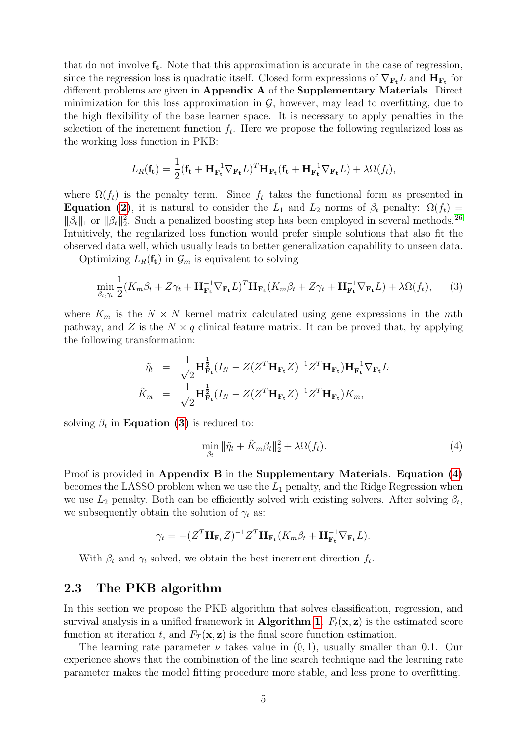that do not involve $\mathbf{f_t}$. Note that this approximation is accurate in the case of regression, since the regression loss is quadratic itself. Closed form expressions of $\nabla_{\mathbf{F_t}} L$ and $\mathbf{H_{F_t}}$ for different problems are given in **Appendix A** of the **Supplementary Materials**. Direct minimization for this loss approximation in $\mathcal{G}$, however, may lead to overfitting, due to the high flexibility of the base learner space. It is necessary to apply penalties in the selection of the increment function $f_t$. Here we propose the following regularized loss as the working loss function in PKB:

$$L_R(\mathbf{f_t}) = \frac{1}{2}(\mathbf{f_t} + \mathbf{H}_{\mathbf{F_t}}^{-1}\nabla_{\mathbf{F_t}} L)^T \mathbf{H}_{\mathbf{F_t}}(\mathbf{f_t} + \mathbf{H}_{\mathbf{F_t}}^{-1}\nabla_{\mathbf{F_t}} L) + \lambda\Omega(f_t),$$

where $\Omega(f_t)$ is the penalty term. Since $f_t$ takes the functional form as presented in **Equation (2)**, it is natural to consider the $L_1$ and $L_2$ norms of $\beta_t$ penalty: $\Omega(f_t) = \|\beta_t\|_1$ or $\|\beta_t\|_2^2$. Such a penalized boosting step has been employed in several methods.[26] Intuitively, the regularized loss function would prefer simple solutions that also fit the observed data well, which usually leads to better generalization capability to unseen data.

Optimizing $L_R(\mathbf{f_t})$ in $\mathcal{G}_m$ is equivalent to solving

$$\min_{\beta_t,\gamma_t} \frac{1}{2}(K_m\beta_t + Z\gamma_t + \mathbf{H}_{\mathbf{F_t}}^{-1}\nabla_{\mathbf{F_t}} L)^T \mathbf{H}_{\mathbf{F_t}}(K_m\beta_t + Z\gamma_t + \mathbf{H}_{\mathbf{F_t}}^{-1}\nabla_{\mathbf{F_t}} L) + \lambda\Omega(f_t), \tag{3}$$

where $K_m$ is the $N \times N$ kernel matrix calculated using gene expressions in the $m$th pathway, and $Z$ is the $N \times q$ clinical feature matrix. It can be proved that, by applying the following transformation:

$$\begin{aligned}
\tilde{\eta}_t &= \frac{1}{\sqrt{2}}\mathbf{H}_{\mathbf{F_t}}^{\frac{1}{2}}(I_N - Z(Z^T\mathbf{H}_{\mathbf{F_t}}Z)^{-1}Z^T\mathbf{H}_{\mathbf{F_t}})\mathbf{H}_{\mathbf{F_t}}^{-1}\nabla_{\mathbf{F_t}} L \\
\tilde{K}_m &= \frac{1}{\sqrt{2}}\mathbf{H}_{\mathbf{F_t}}^{\frac{1}{2}}(I_N - Z(Z^T\mathbf{H}_{\mathbf{F_t}}Z)^{-1}Z^T\mathbf{H}_{\mathbf{F_t}})K_m,
\end{aligned}$$

solving $\beta_t$ in **Equation (3)** is reduced to:

$$\min_{\beta_t} \|\tilde{\eta}_t + \tilde{K}_m\beta_t\|_2^2 + \lambda\Omega(f_t). \tag{4}$$

Proof is provided in **Appendix B** in the **Supplementary Materials**. **Equation (4)** becomes the LASSO problem when we use the $L_1$ penalty, and the Ridge Regression when we use $L_2$ penalty. Both can be efficiently solved with existing solvers. After solving $\beta_t$, we subsequently obtain the solution of $\gamma_t$ as:

$$\gamma_t = -(Z^T\mathbf{H}_{\mathbf{F_t}}Z)^{-1}Z^T\mathbf{H}_{\mathbf{F_t}}(K_m\beta_t + \mathbf{H}_{\mathbf{F_t}}^{-1}\nabla_{\mathbf{F_t}} L).$$

With $\beta_t$ and $\gamma_t$ solved, we obtain the best increment direction $f_t$.

## 2.3 The PKB algorithm

In this section we propose the PKB algorithm that solves classification, regression, and survival analysis in a unified framework in **Algorithm 1**. $F_t(\mathbf{x}, \mathbf{z})$ is the estimated score function at iteration $t$, and $F_T(\mathbf{x}, \mathbf{z})$ is the final score function estimation.

The learning rate parameter $\nu$ takes value in $(0, 1)$, usually smaller than 0.1. Our experience shows that the combination of the line search technique and the learning rate parameter makes the model fitting procedure more stable, and less prone to overfitting.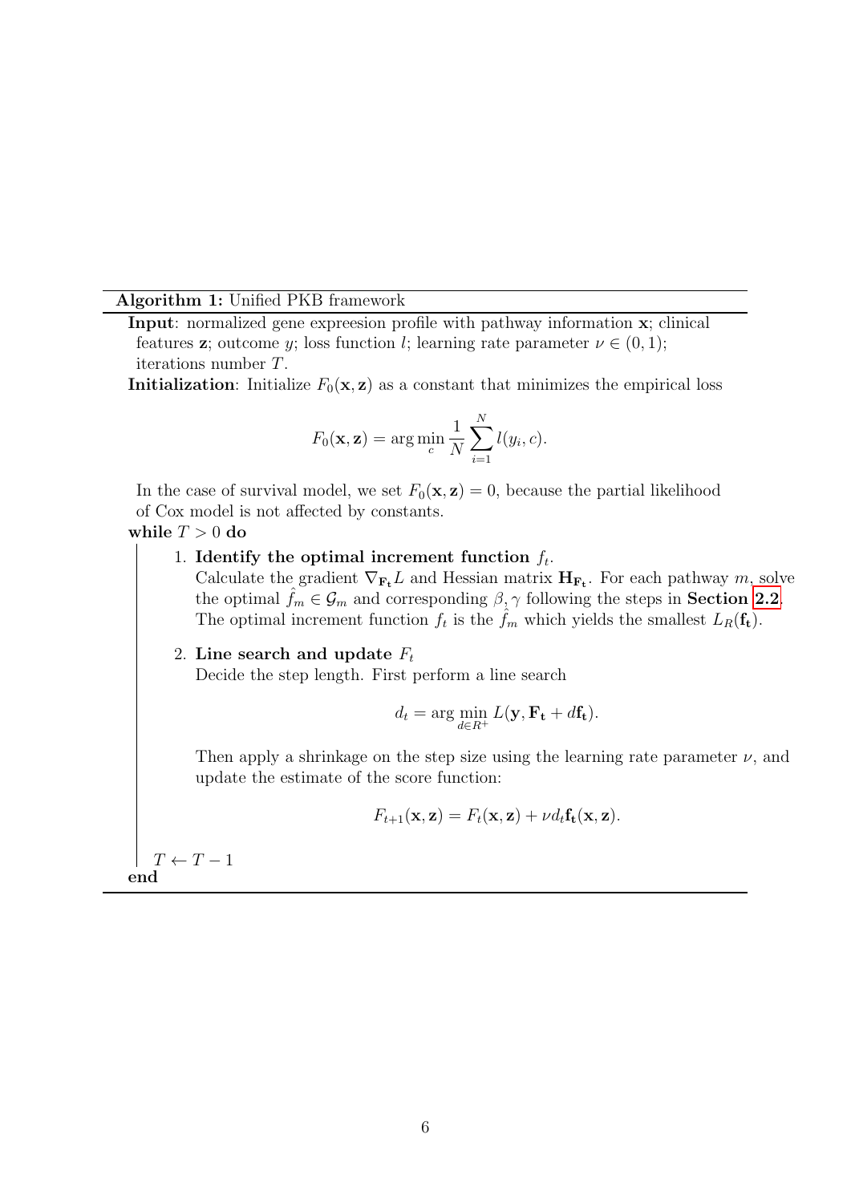**Algorithm 1:** Unified PKB framework

**Input**: normalized gene expreesion profile with pathway information $\mathbf{x}$; clinical features $\mathbf{z}$; outcome $y$; loss function $l$; learning rate parameter $\nu \in (0,1)$; iterations number $T$.

**Initialization**: Initialize $F_0(\mathbf{x}, \mathbf{z})$ as a constant that minimizes the empirical loss

$$F_0(\mathbf{x}, \mathbf{z}) = \arg\min_c \frac{1}{N} \sum_{i=1}^{N} l(y_i, c).$$

In the case of survival model, we set $F_0(\mathbf{x}, \mathbf{z}) = 0$, because the partial likelihood of Cox model is not affected by constants.

**while** $T > 0$ **do**

1. **Identify the optimal increment function** $f_t$.
   Calculate the gradient $\nabla_{\mathbf{F_t}} L$ and Hessian matrix $\mathbf{H}_{\mathbf{F_t}}$. For each pathway $m$, solve the optimal $\hat{f}_m \in \mathcal{G}_m$ and corresponding $\hat{\beta}, \gamma$ following the steps in **Section 2.2**. The optimal increment function $f_t$ is the $\hat{f}_m$ which yields the smallest $L_R(\mathbf{f_t})$.

2. **Line search and update** $F_t$
   Decide the step length. First perform a line search

   $$d_t = \arg\min_{d \in R^+} L(\mathbf{y}, \mathbf{F_t} + d\mathbf{f_t}).$$

   Then apply a shrinkage on the step size using the learning rate parameter $\nu$, and update the estimate of the score function:

   $$F_{t+1}(\mathbf{x}, \mathbf{z}) = F_t(\mathbf{x}, \mathbf{z}) + \nu d_t \mathbf{f_t}(\mathbf{x}, \mathbf{z}).$$

$T \leftarrow T - 1$

**end**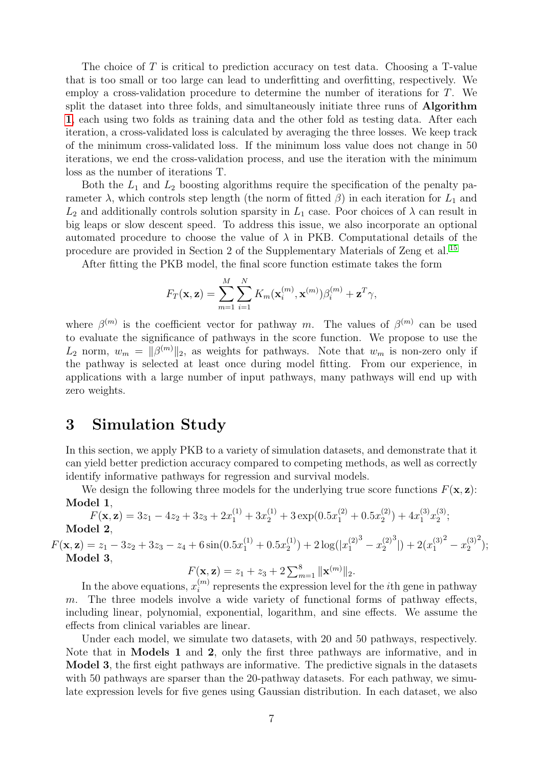The choice of $T$ is critical to prediction accuracy on test data. Choosing a T-value that is too small or too large can lead to underfitting and overfitting, respectively. We employ a cross-validation procedure to determine the number of iterations for $T$. We split the dataset into three folds, and simultaneously initiate three runs of **Algorithm 1**, each using two folds as training data and the other fold as testing data. After each iteration, a cross-validated loss is calculated by averaging the three losses. We keep track of the minimum cross-validated loss. If the minimum loss value does not change in 50 iterations, we end the cross-validation process, and use the iteration with the minimum loss as the number of iterations T.

Both the $L_1$ and $L_2$ boosting algorithms require the specification of the penalty parameter $\lambda$, which controls step length (the norm of fitted $\beta$) in each iteration for $L_1$ and $L_2$ and additionally controls solution sparsity in $L_1$ case. Poor choices of $\lambda$ can result in big leaps or slow descent speed. To address this issue, we also incorporate an optional automated procedure to choose the value of $\lambda$ in PKB. Computational details of the procedure are provided in Section 2 of the Supplementary Materials of Zeng et al.[15]

After fitting the PKB model, the final score function estimate takes the form

$$F_T(\mathbf{x}, \mathbf{z}) = \sum_{m=1}^{M} \sum_{i=1}^{N} K_m(\mathbf{x}_i^{(m)}, \mathbf{x}^{(m)})\beta_i^{(m)} + \mathbf{z}^T\gamma,$$

where $\beta^{(m)}$ is the coefficient vector for pathway $m$. The values of $\beta^{(m)}$ can be used to evaluate the significance of pathways in the score function. We propose to use the $L_2$ norm, $w_m = \|\beta^{(m)}\|_2$, as weights for pathways. Note that $w_m$ is non-zero only if the pathway is selected at least once during model fitting. From our experience, in applications with a large number of input pathways, many pathways will end up with zero weights.

## 3 Simulation Study

In this section, we apply PKB to a variety of simulation datasets, and demonstrate that it can yield better prediction accuracy compared to competing methods, as well as correctly identify informative pathways for regression and survival models.

We design the following three models for the underlying true score functions $F(\mathbf{x}, \mathbf{z})$:

**Model 1**,

$$F(\mathbf{x}, \mathbf{z}) = 3z_1 - 4z_2 + 3z_3 + 2x_1^{(1)} + 3x_2^{(1)} + 3\exp(0.5x_1^{(2)} + 0.5x_2^{(2)}) + 4x_1^{(3)}x_2^{(3)};$$

**Model 2**,

$$F(\mathbf{x}, \mathbf{z}) = z_1 - 3z_2 + 3z_3 - z_4 + 6\sin(0.5x_1^{(1)} + 0.5x_2^{(1)}) + 2\log(|{x_1^{(2)}}^3 - {x_2^{(2)}}^3|) + 2({x_1^{(3)}}^2 - {x_2^{(3)}}^2);$$

**Model 3**,

$$F(\mathbf{x}, \mathbf{z}) = z_1 + z_3 + 2\textstyle\sum_{m=1}^{8} \|\mathbf{x}^{(m)}\|_2.$$

In the above equations, $x_i^{(m)}$ represents the expression level for the $i$th gene in pathway $m$. The three models involve a wide variety of functional forms of pathway effects, including linear, polynomial, exponential, logarithm, and sine effects. We assume the effects from clinical variables are linear.

Under each model, we simulate two datasets, with 20 and 50 pathways, respectively. Note that in **Models 1** and **2**, only the first three pathways are informative, and in **Model 3**, the first eight pathways are informative. The predictive signals in the datasets with 50 pathways are sparser than the 20-pathway datasets. For each pathway, we simulate expression levels for five genes using Gaussian distribution. In each dataset, we also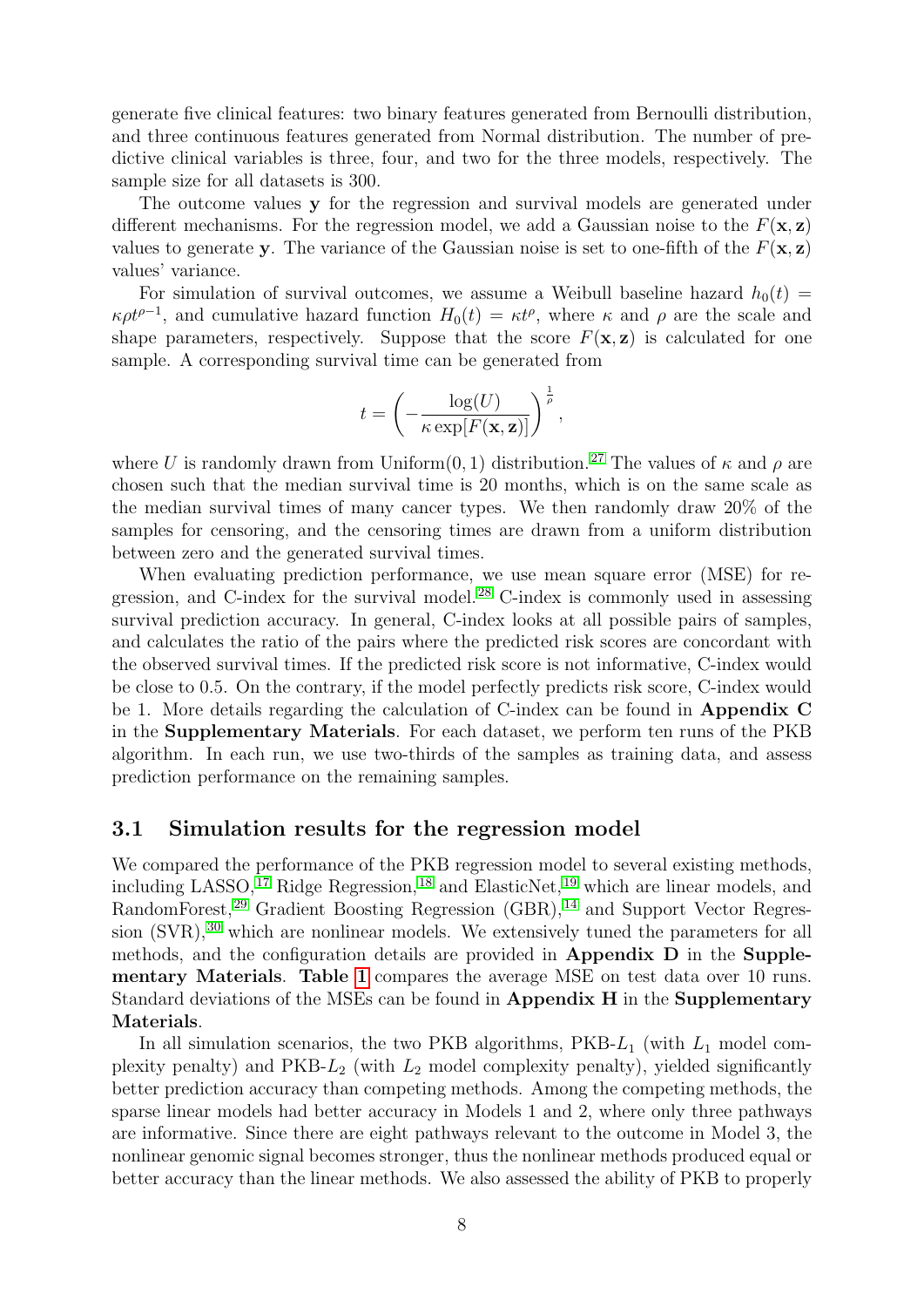generate five clinical features: two binary features generated from Bernoulli distribution, and three continuous features generated from Normal distribution. The number of predictive clinical variables is three, four, and two for the three models, respectively. The sample size for all datasets is 300.

The outcome values $\mathbf{y}$ for the regression and survival models are generated under different mechanisms. For the regression model, we add a Gaussian noise to the $F(\mathbf{x}, \mathbf{z})$ values to generate $\mathbf{y}$. The variance of the Gaussian noise is set to one-fifth of the $F(\mathbf{x}, \mathbf{z})$ values' variance.

For simulation of survival outcomes, we assume a Weibull baseline hazard $h_0(t) = \kappa\rho t^{\rho-1}$, and cumulative hazard function $H_0(t) = \kappa t^{\rho}$, where $\kappa$ and $\rho$ are the scale and shape parameters, respectively. Suppose that the score $F(\mathbf{x}, \mathbf{z})$ is calculated for one sample. A corresponding survival time can be generated from

$$t = \left(-\frac{\log(U)}{\kappa \exp[F(\mathbf{x}, \mathbf{z})]}\right)^{\frac{1}{\rho}},$$

where $U$ is randomly drawn from Uniform$(0, 1)$ distribution.[27] The values of $\kappa$ and $\rho$ are chosen such that the median survival time is 20 months, which is on the same scale as the median survival times of many cancer types. We then randomly draw 20% of the samples for censoring, and the censoring times are drawn from a uniform distribution between zero and the generated survival times.

When evaluating prediction performance, we use mean square error (MSE) for regression, and C-index for the survival model.[28] C-index is commonly used in assessing survival prediction accuracy. In general, C-index looks at all possible pairs of samples, and calculates the ratio of the pairs where the predicted risk scores are concordant with the observed survival times. If the predicted risk score is not informative, C-index would be close to 0.5. On the contrary, if the model perfectly predicts risk score, C-index would be 1. More details regarding the calculation of C-index can be found in **Appendix C** in the **Supplementary Materials**. For each dataset, we perform ten runs of the PKB algorithm. In each run, we use two-thirds of the samples as training data, and assess prediction performance on the remaining samples.

## 3.1 Simulation results for the regression model

We compared the performance of the PKB regression model to several existing methods, including LASSO,[17] Ridge Regression,[18] and ElasticNet,[19] which are linear models, and RandomForest,[29] Gradient Boosting Regression (GBR),[14] and Support Vector Regression (SVR),[30] which are nonlinear models. We extensively tuned the parameters for all methods, and the configuration details are provided in **Appendix D** in the **Supplementary Materials**. **Table 1** compares the average MSE on test data over 10 runs. Standard deviations of the MSEs can be found in **Appendix H** in the **Supplementary Materials**.

In all simulation scenarios, the two PKB algorithms, PKB-$L_1$ (with $L_1$ model complexity penalty) and PKB-$L_2$ (with $L_2$ model complexity penalty), yielded significantly better prediction accuracy than competing methods. Among the competing methods, the sparse linear models had better accuracy in Models 1 and 2, where only three pathways are informative. Since there are eight pathways relevant to the outcome in Model 3, the nonlinear genomic signal becomes stronger, thus the nonlinear methods produced equal or better accuracy than the linear methods. We also assessed the ability of PKB to properly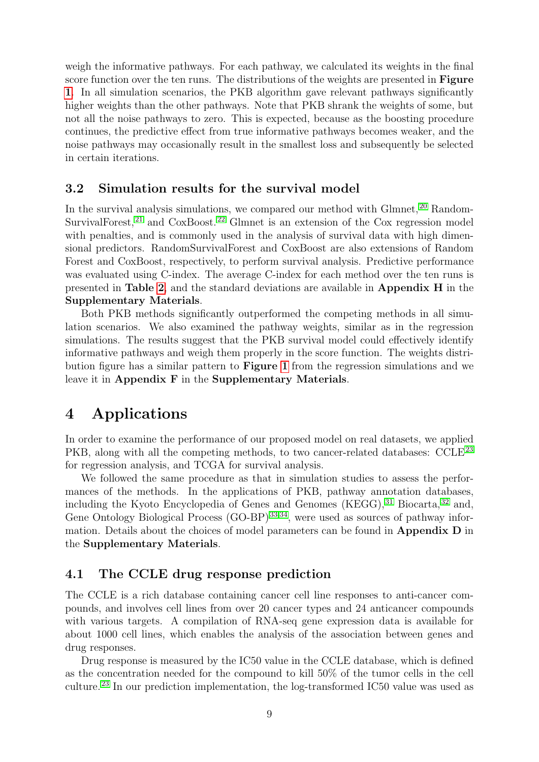weigh the informative pathways. For each pathway, we calculated its weights in the final score function over the ten runs. The distributions of the weights are presented in **Figure 1**. In all simulation scenarios, the PKB algorithm gave relevant pathways significantly higher weights than the other pathways. Note that PKB shrank the weights of some, but not all the noise pathways to zero. This is expected, because as the boosting procedure continues, the predictive effect from true informative pathways becomes weaker, and the noise pathways may occasionally result in the smallest loss and subsequently be selected in certain iterations.

## 3.2 Simulation results for the survival model

In the survival analysis simulations, we compared our method with Glmnet,[20] RandomSurvivalForest,[21] and CoxBoost.[22] Glmnet is an extension of the Cox regression model with penalties, and is commonly used in the analysis of survival data with high dimensional predictors. RandomSurvivalForest and CoxBoost are also extensions of Random Forest and CoxBoost, respectively, to perform survival analysis. Predictive performance was evaluated using C-index. The average C-index for each method over the ten runs is presented in **Table 2**, and the standard deviations are available in **Appendix H** in the **Supplementary Materials**.

Both PKB methods significantly outperformed the competing methods in all simulation scenarios. We also examined the pathway weights, similar as in the regression simulations. The results suggest that the PKB survival model could effectively identify informative pathways and weigh them properly in the score function. The weights distribution figure has a similar pattern to **Figure 1** from the regression simulations and we leave it in **Appendix F** in the **Supplementary Materials**.

# 4 Applications

In order to examine the performance of our proposed model on real datasets, we applied PKB, along with all the competing methods, to two cancer-related databases: CCLE[23] for regression analysis, and TCGA for survival analysis.

We followed the same procedure as that in simulation studies to assess the performances of the methods. In the applications of PKB, pathway annotation databases, including the Kyoto Encyclopedia of Genes and Genomes (KEGG),[31] Biocarta,[32] and, Gene Ontology Biological Process (GO-BP)[33,34], were used as sources of pathway information. Details about the choices of model parameters can be found in **Appendix D** in the **Supplementary Materials**.

## 4.1 The CCLE drug response prediction

The CCLE is a rich database containing cancer cell line responses to anti-cancer compounds, and involves cell lines from over 20 cancer types and 24 anticancer compounds with various targets. A compilation of RNA-seq gene expression data is available for about 1000 cell lines, which enables the analysis of the association between genes and drug responses.

Drug response is measured by the IC50 value in the CCLE database, which is defined as the concentration needed for the compound to kill 50% of the tumor cells in the cell culture.[23] In our prediction implementation, the log-transformed IC50 value was used as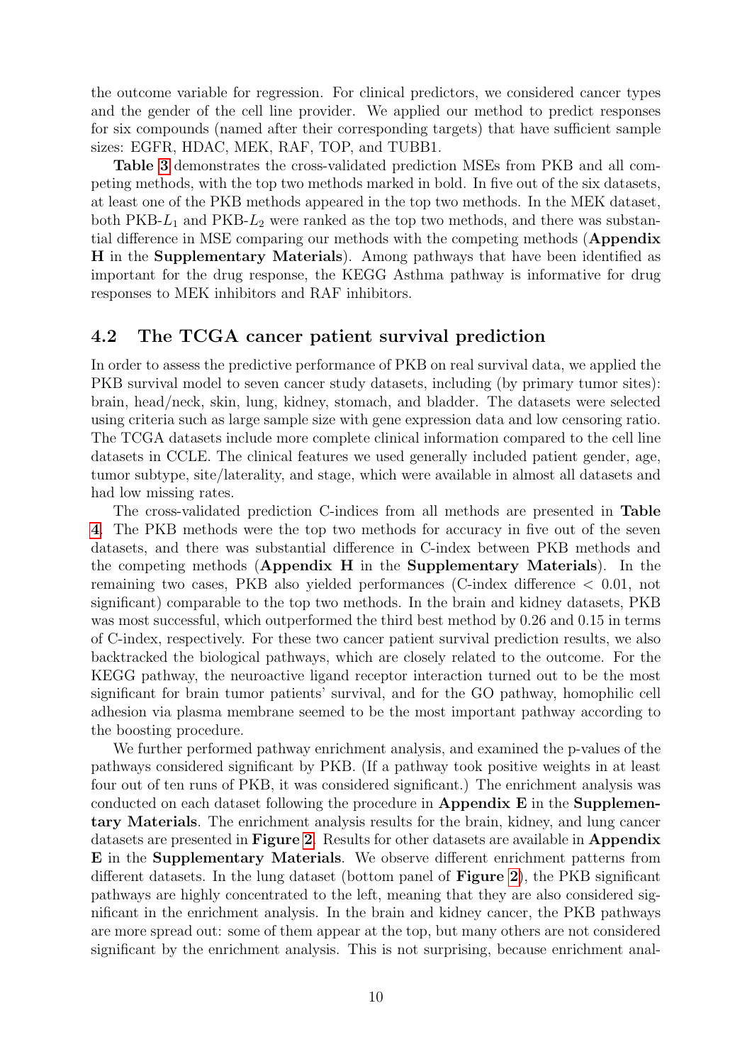the outcome variable for regression. For clinical predictors, we considered cancer types and the gender of the cell line provider. We applied our method to predict responses for six compounds (named after their corresponding targets) that have sufficient sample sizes: EGFR, HDAC, MEK, RAF, TOP, and TUBB1.

**Table 3** demonstrates the cross-validated prediction MSEs from PKB and all competing methods, with the top two methods marked in bold. In five out of the six datasets, at least one of the PKB methods appeared in the top two methods. In the MEK dataset, both PKB-$L_1$ and PKB-$L_2$ were ranked as the top two methods, and there was substantial difference in MSE comparing our methods with the competing methods (**Appendix H** in the **Supplementary Materials**). Among pathways that have been identified as important for the drug response, the KEGG Asthma pathway is informative for drug responses to MEK inhibitors and RAF inhibitors.

## 4.2 The TCGA cancer patient survival prediction

In order to assess the predictive performance of PKB on real survival data, we applied the PKB survival model to seven cancer study datasets, including (by primary tumor sites): brain, head/neck, skin, lung, kidney, stomach, and bladder. The datasets were selected using criteria such as large sample size with gene expression data and low censoring ratio. The TCGA datasets include more complete clinical information compared to the cell line datasets in CCLE. The clinical features we used generally included patient gender, age, tumor subtype, site/laterality, and stage, which were available in almost all datasets and had low missing rates.

The cross-validated prediction C-indices from all methods are presented in **Table 4**. The PKB methods were the top two methods for accuracy in five out of the seven datasets, and there was substantial difference in C-index between PKB methods and the competing methods (**Appendix H** in the **Supplementary Materials**). In the remaining two cases, PKB also yielded performances (C-index difference $< 0.01$, not significant) comparable to the top two methods. In the brain and kidney datasets, PKB was most successful, which outperformed the third best method by 0.26 and 0.15 in terms of C-index, respectively. For these two cancer patient survival prediction results, we also backtracked the biological pathways, which are closely related to the outcome. For the KEGG pathway, the neuroactive ligand receptor interaction turned out to be the most significant for brain tumor patients' survival, and for the GO pathway, homophilic cell adhesion via plasma membrane seemed to be the most important pathway according to the boosting procedure.

We further performed pathway enrichment analysis, and examined the p-values of the pathways considered significant by PKB. (If a pathway took positive weights in at least four out of ten runs of PKB, it was considered significant.) The enrichment analysis was conducted on each dataset following the procedure in **Appendix E** in the **Supplementary Materials**. The enrichment analysis results for the brain, kidney, and lung cancer datasets are presented in **Figure 2**. Results for other datasets are available in **Appendix E** in the **Supplementary Materials**. We observe different enrichment patterns from different datasets. In the lung dataset (bottom panel of **Figure 2**), the PKB significant pathways are highly concentrated to the left, meaning that they are also considered significant in the enrichment analysis. In the brain and kidney cancer, the PKB pathways are more spread out: some of them appear at the top, but many others are not considered significant by the enrichment analysis. This is not surprising, because enrichment anal-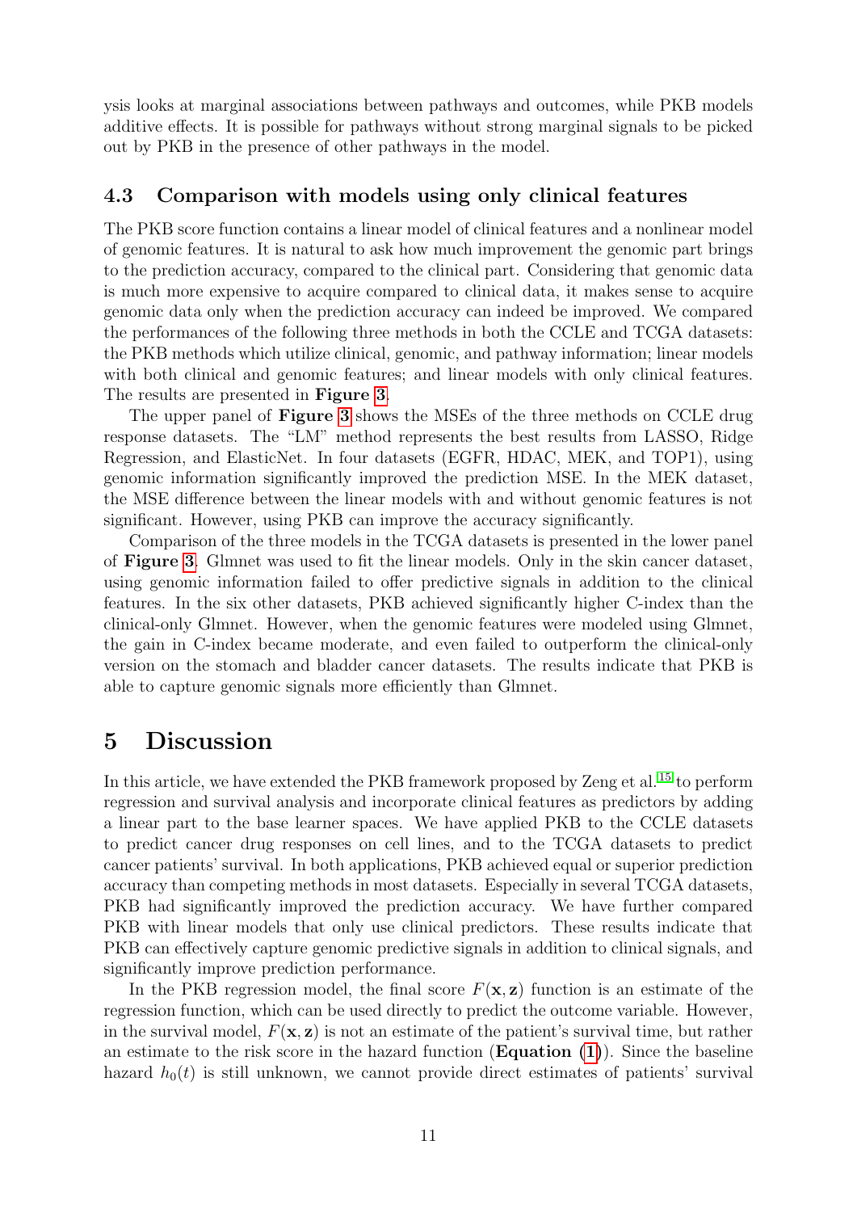ysis looks at marginal associations between pathways and outcomes, while PKB models additive effects. It is possible for pathways without strong marginal signals to be picked out by PKB in the presence of other pathways in the model.

### 4.3 Comparison with models using only clinical features

The PKB score function contains a linear model of clinical features and a nonlinear model of genomic features. It is natural to ask how much improvement the genomic part brings to the prediction accuracy, compared to the clinical part. Considering that genomic data is much more expensive to acquire compared to clinical data, it makes sense to acquire genomic data only when the prediction accuracy can indeed be improved. We compared the performances of the following three methods in both the CCLE and TCGA datasets: the PKB methods which utilize clinical, genomic, and pathway information; linear models with both clinical and genomic features; and linear models with only clinical features. The results are presented in **Figure 3**.

The upper panel of **Figure 3** shows the MSEs of the three methods on CCLE drug response datasets. The "LM" method represents the best results from LASSO, Ridge Regression, and ElasticNet. In four datasets (EGFR, HDAC, MEK, and TOP1), using genomic information significantly improved the prediction MSE. In the MEK dataset, the MSE difference between the linear models with and without genomic features is not significant. However, using PKB can improve the accuracy significantly.

Comparison of the three models in the TCGA datasets is presented in the lower panel of **Figure 3**. Glmnet was used to fit the linear models. Only in the skin cancer dataset, using genomic information failed to offer predictive signals in addition to the clinical features. In the six other datasets, PKB achieved significantly higher C-index than the clinical-only Glmnet. However, when the genomic features were modeled using Glmnet, the gain in C-index became moderate, and even failed to outperform the clinical-only version on the stomach and bladder cancer datasets. The results indicate that PKB is able to capture genomic signals more efficiently than Glmnet.

## 5 Discussion

In this article, we have extended the PKB framework proposed by Zeng et al.[15] to perform regression and survival analysis and incorporate clinical features as predictors by adding a linear part to the base learner spaces. We have applied PKB to the CCLE datasets to predict cancer drug responses on cell lines, and to the TCGA datasets to predict cancer patients' survival. In both applications, PKB achieved equal or superior prediction accuracy than competing methods in most datasets. Especially in several TCGA datasets, PKB had significantly improved the prediction accuracy. We have further compared PKB with linear models that only use clinical predictors. These results indicate that PKB can effectively capture genomic predictive signals in addition to clinical signals, and significantly improve prediction performance.

In the PKB regression model, the final score $F(\mathbf{x}, \mathbf{z})$ function is an estimate of the regression function, which can be used directly to predict the outcome variable. However, in the survival model, $F(\mathbf{x}, \mathbf{z})$ is not an estimate of the patient's survival time, but rather an estimate to the risk score in the hazard function (**Equation (1)**). Since the baseline hazard $h_0(t)$ is still unknown, we cannot provide direct estimates of patients' survival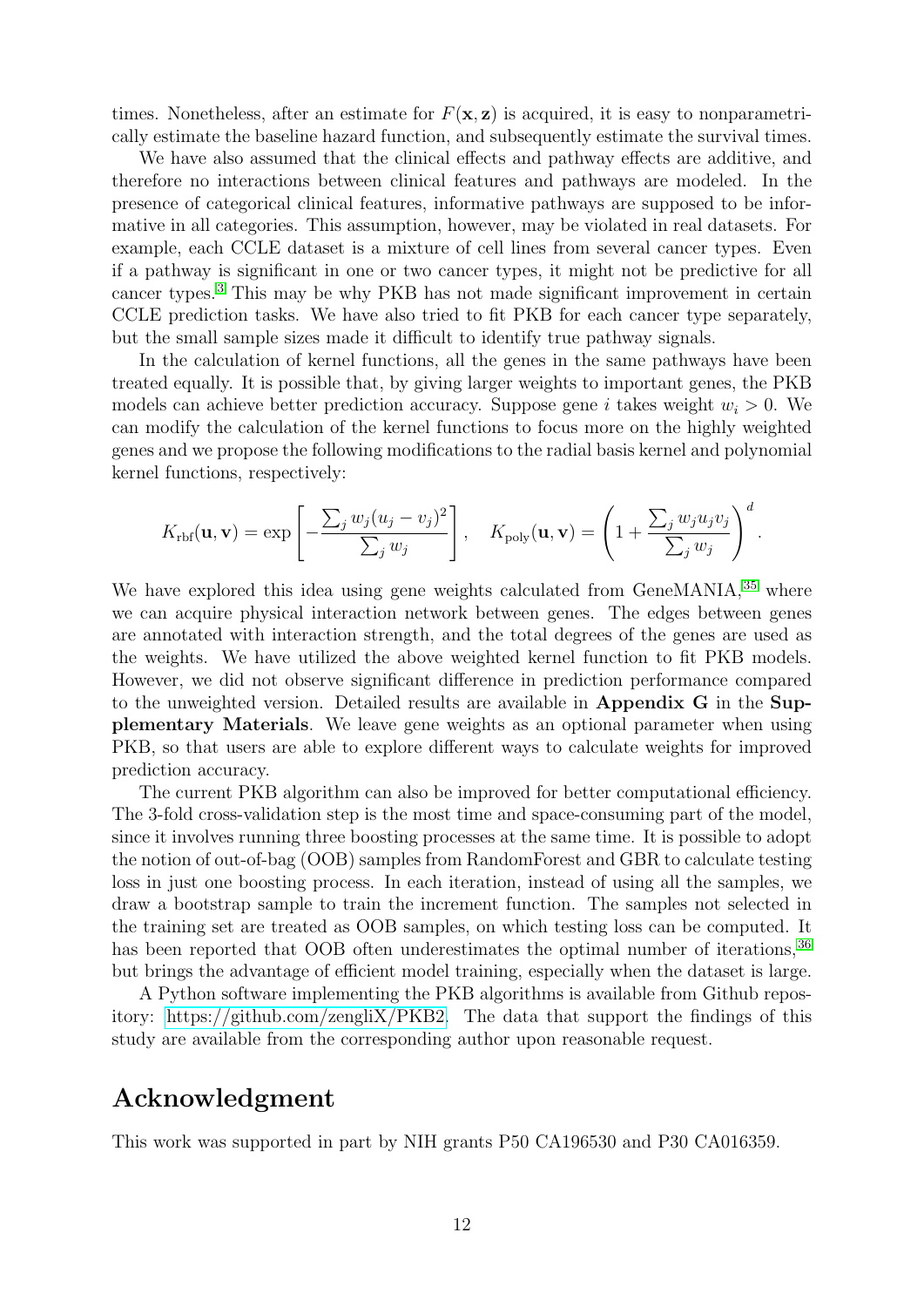times. Nonetheless, after an estimate for $F(\mathbf{x}, \mathbf{z})$ is acquired, it is easy to nonparametrically estimate the baseline hazard function, and subsequently estimate the survival times.

We have also assumed that the clinical effects and pathway effects are additive, and therefore no interactions between clinical features and pathways are modeled. In the presence of categorical clinical features, informative pathways are supposed to be informative in all categories. This assumption, however, may be violated in real datasets. For example, each CCLE dataset is a mixture of cell lines from several cancer types. Even if a pathway is significant in one or two cancer types, it might not be predictive for all cancer types.[3] This may be why PKB has not made significant improvement in certain CCLE prediction tasks. We have also tried to fit PKB for each cancer type separately, but the small sample sizes made it difficult to identify true pathway signals.

In the calculation of kernel functions, all the genes in the same pathways have been treated equally. It is possible that, by giving larger weights to important genes, the PKB models can achieve better prediction accuracy. Suppose gene $i$ takes weight $w_i > 0$. We can modify the calculation of the kernel functions to focus more on the highly weighted genes and we propose the following modifications to the radial basis kernel and polynomial kernel functions, respectively:

$$K_{\text{rbf}}(\mathbf{u}, \mathbf{v}) = \exp\left[-\frac{\sum_j w_j(u_j - v_j)^2}{\sum_j w_j}\right], \quad K_{\text{poly}}(\mathbf{u}, \mathbf{v}) = \left(1 + \frac{\sum_j w_j u_j v_j}{\sum_j w_j}\right)^d.$$

We have explored this idea using gene weights calculated from GeneMANIA,[35] where we can acquire physical interaction network between genes. The edges between genes are annotated with interaction strength, and the total degrees of the genes are used as the weights. We have utilized the above weighted kernel function to fit PKB models. However, we did not observe significant difference in prediction performance compared to the unweighted version. Detailed results are available in **Appendix G** in the **Supplementary Materials**. We leave gene weights as an optional parameter when using PKB, so that users are able to explore different ways to calculate weights for improved prediction accuracy.

The current PKB algorithm can also be improved for better computational efficiency. The 3-fold cross-validation step is the most time and space-consuming part of the model, since it involves running three boosting processes at the same time. It is possible to adopt the notion of out-of-bag (OOB) samples from RandomForest and GBR to calculate testing loss in just one boosting process. In each iteration, instead of using all the samples, we draw a bootstrap sample to train the increment function. The samples not selected in the training set are treated as OOB samples, on which testing loss can be computed. It has been reported that OOB often underestimates the optimal number of iterations,[36] but brings the advantage of efficient model training, especially when the dataset is large.

A Python software implementing the PKB algorithms is available from Github repository: https://github.com/zengliX/PKB2. The data that support the findings of this study are available from the corresponding author upon reasonable request.

# Acknowledgment

This work was supported in part by NIH grants P50 CA196530 and P30 CA016359.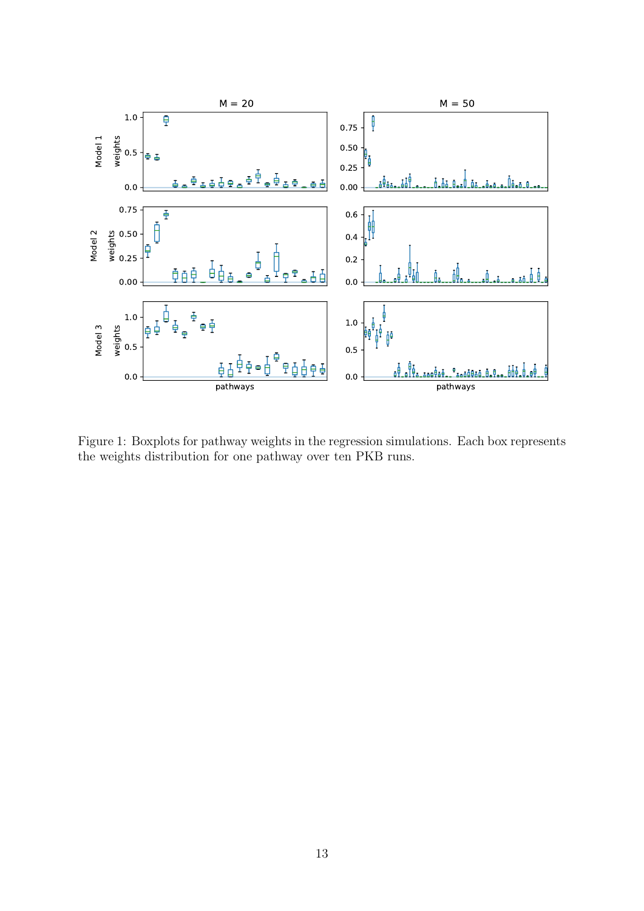Figure 1: Boxplots for pathway weights in the regression simulations. Each box represents the weights distribution for one pathway over ten PKB runs.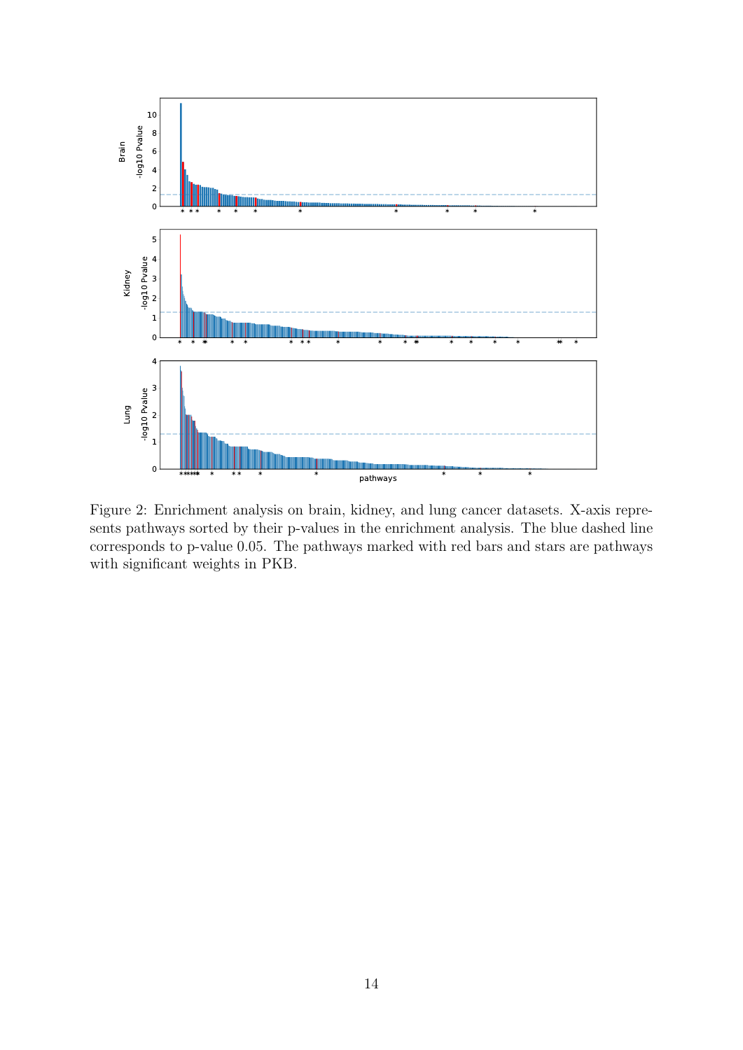Figure 2: Enrichment analysis on brain, kidney, and lung cancer datasets. X-axis represents pathways sorted by their p-values in the enrichment analysis. The blue dashed line corresponds to p-value 0.05. The pathways marked with red bars and stars are pathways with significant weights in PKB.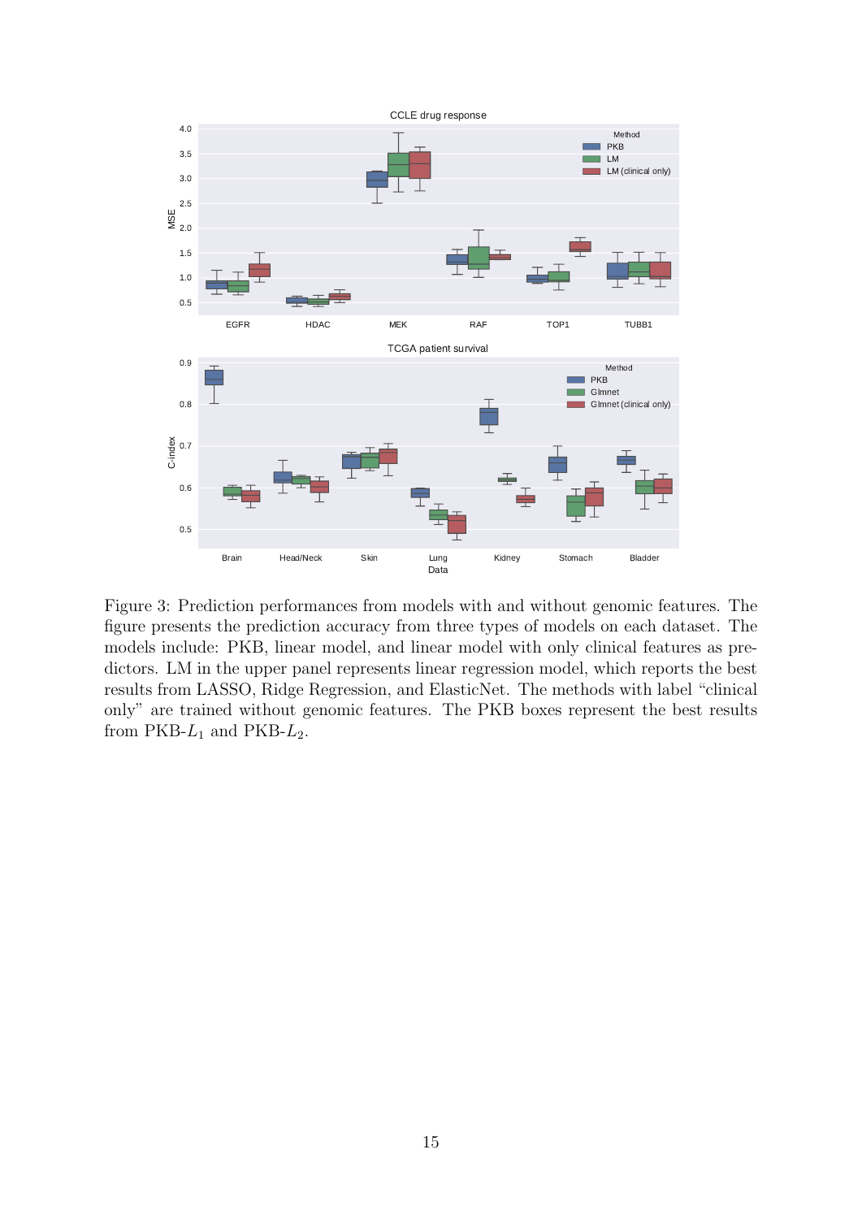Figure 3: Prediction performances from models with and without genomic features. The figure presents the prediction accuracy from three types of models on each dataset. The models include: PKB, linear model, and linear model with only clinical features as predictors. LM in the upper panel represents linear regression model, which reports the best results from LASSO, Ridge Regression, and ElasticNet. The methods with label "clinical only" are trained without genomic features. The PKB boxes represent the best results from PKB-$L_1$ and PKB-$L_2$.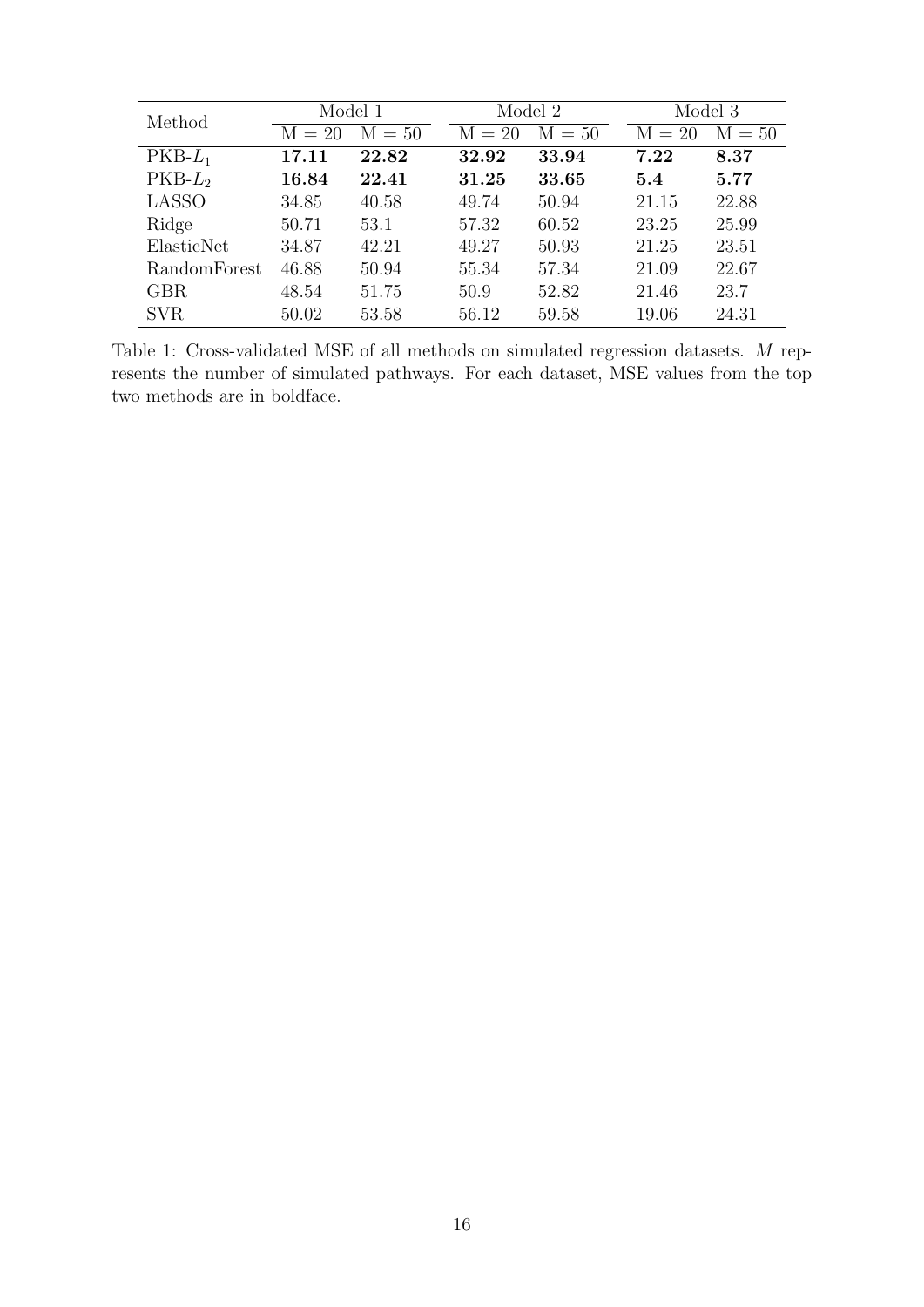| Method | Model 1 | | Model 2 | | Model 3 | |
|---|---|---|---|---|---|---|
| | M = 20 | M = 50 | M = 20 | M = 50 | M = 20 | M = 50 |
| PKB-$L_1$ | **17.11** | **22.82** | **32.92** | **33.94** | **7.22** | **8.37** |
| PKB-$L_2$ | **16.84** | **22.41** | **31.25** | **33.65** | **5.4** | **5.77** |
| LASSO | 34.85 | 40.58 | 49.74 | 50.94 | 21.15 | 22.88 |
| Ridge | 50.71 | 53.1 | 57.32 | 60.52 | 23.25 | 25.99 |
| ElasticNet | 34.87 | 42.21 | 49.27 | 50.93 | 21.25 | 23.51 |
| RandomForest | 46.88 | 50.94 | 55.34 | 57.34 | 21.09 | 22.67 |
| GBR | 48.54 | 51.75 | 50.9 | 52.82 | 21.46 | 23.7 |
| SVR | 50.02 | 53.58 | 56.12 | 59.58 | 19.06 | 24.31 |

Table 1: Cross-validated MSE of all methods on simulated regression datasets. $M$ represents the number of simulated pathways. For each dataset, MSE values from the top two methods are in boldface.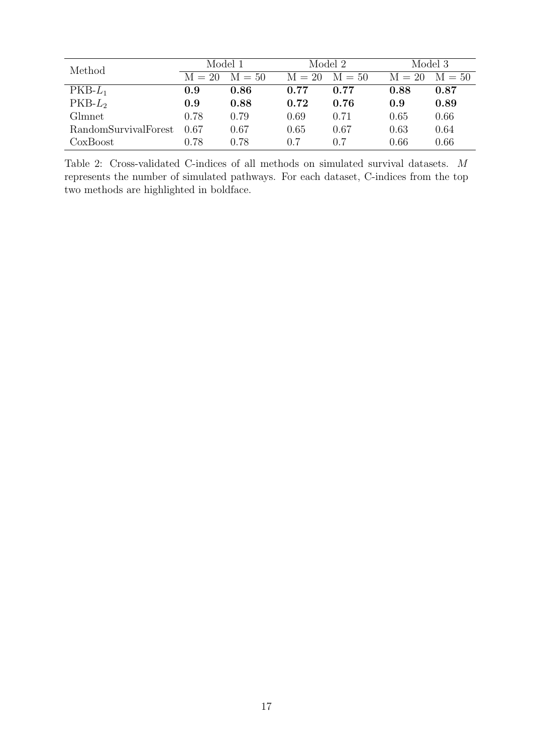| Method | Model 1 | | Model 2 | | Model 3 | |
|---|---|---|---|---|---|---|
| | M = 20 | M = 50 | M = 20 | M = 50 | M = 20 | M = 50 |
| PKB-$L_1$ | **0.9** | **0.86** | **0.77** | **0.77** | **0.88** | **0.87** |
| PKB-$L_2$ | **0.9** | **0.88** | **0.72** | **0.76** | **0.9** | **0.89** |
| Glmnet | 0.78 | 0.79 | 0.69 | 0.71 | 0.65 | 0.66 |
| RandomSurvivalForest | 0.67 | 0.67 | 0.65 | 0.67 | 0.63 | 0.64 |
| CoxBoost | 0.78 | 0.78 | 0.7 | 0.7 | 0.66 | 0.66 |

Table 2: Cross-validated C-indices of all methods on simulated survival datasets. $M$ represents the number of simulated pathways. For each dataset, C-indices from the top two methods are highlighted in boldface.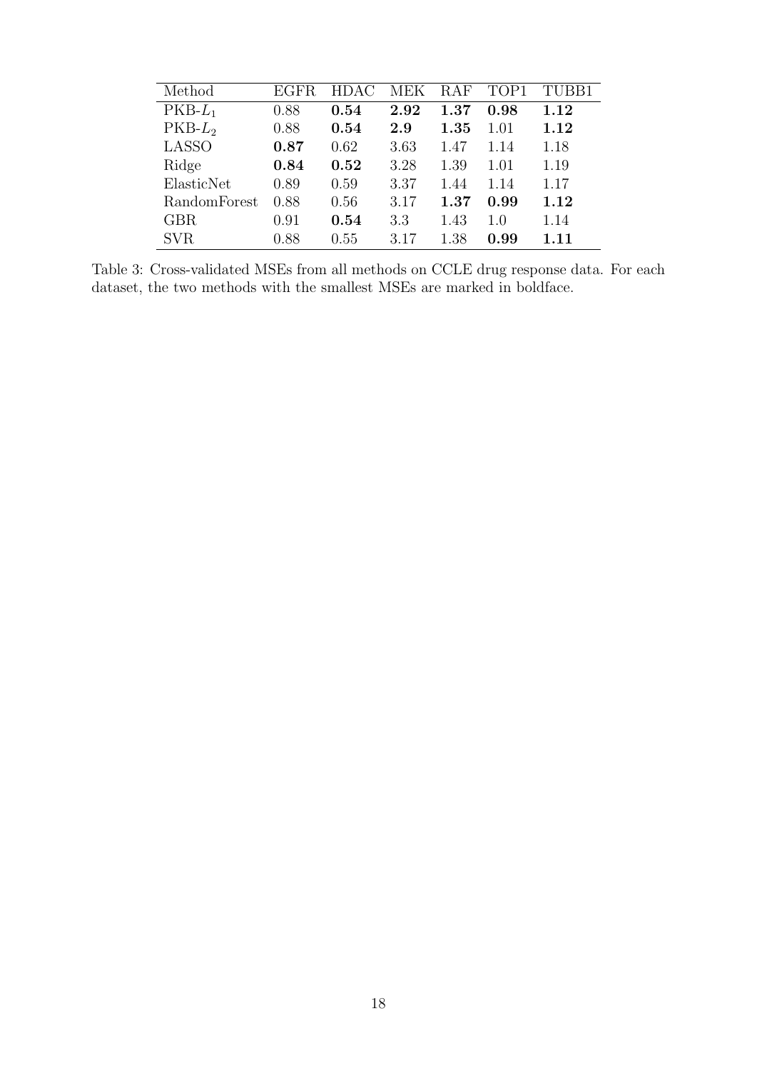| Method | EGFR | HDAC | MEK | RAF | TOP1 | TUBB1 |
|---|---|---|---|---|---|---|
| PKB-$L_1$ | 0.88 | **0.54** | **2.92** | **1.37** | **0.98** | **1.12** |
| PKB-$L_2$ | 0.88 | **0.54** | **2.9** | **1.35** | 1.01 | **1.12** |
| LASSO | **0.87** | 0.62 | 3.63 | 1.47 | 1.14 | 1.18 |
| Ridge | **0.84** | **0.52** | 3.28 | 1.39 | 1.01 | 1.19 |
| ElasticNet | 0.89 | 0.59 | 3.37 | 1.44 | 1.14 | 1.17 |
| RandomForest | 0.88 | 0.56 | 3.17 | **1.37** | **0.99** | **1.12** |
| GBR | 0.91 | **0.54** | 3.3 | 1.43 | 1.0 | 1.14 |
| SVR | 0.88 | 0.55 | 3.17 | 1.38 | **0.99** | **1.11** |

Table 3: Cross-validated MSEs from all methods on CCLE drug response data. For each dataset, the two methods with the smallest MSEs are marked in boldface.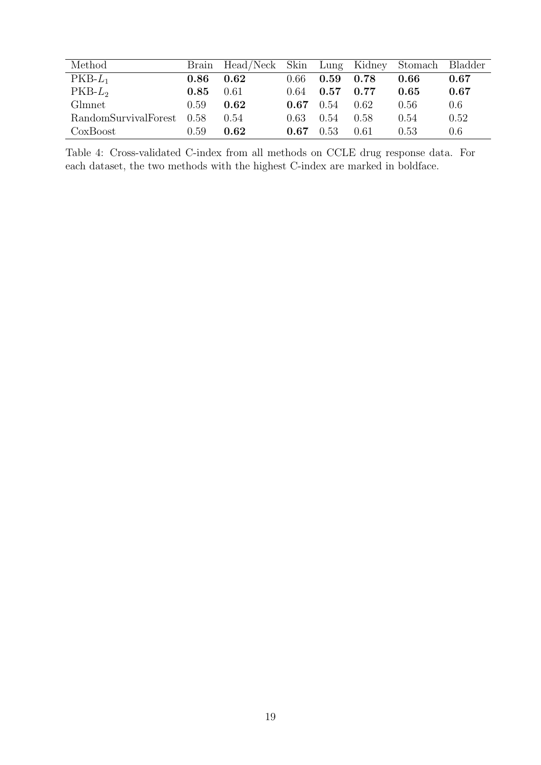| Method | Brain | Head/Neck | Skin | Lung | Kidney | Stomach | Bladder |
| --- | --- | --- | --- | --- | --- | --- | --- |
| PKB-$L_1$ | **0.86** | **0.62** | 0.66 | **0.59** | **0.78** | **0.66** | **0.67** |
| PKB-$L_2$ | **0.85** | 0.61 | 0.64 | **0.57** | **0.77** | **0.65** | **0.67** |
| Glmnet | 0.59 | **0.62** | **0.67** | 0.54 | 0.62 | 0.56 | 0.6 |
| RandomSurvivalForest | 0.58 | 0.54 | 0.63 | 0.54 | 0.58 | 0.54 | 0.52 |
| CoxBoost | 0.59 | **0.62** | **0.67** | 0.53 | 0.61 | 0.53 | 0.6 |

Table 4: Cross-validated C-index from all methods on CCLE drug response data. For each dataset, the two methods with the highest C-index are marked in boldface.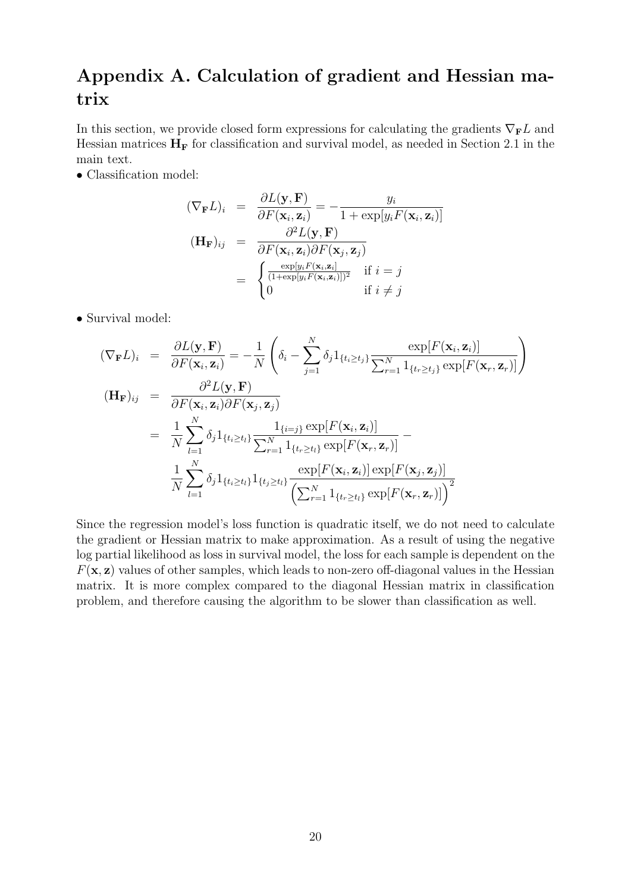# Appendix A. Calculation of gradient and Hessian matrix

In this section, we provide closed form expressions for calculating the gradients $\nabla_{\mathbf{F}} L$ and Hessian matrices $\mathbf{H}_{\mathbf{F}}$ for classification and survival model, as needed in Section 2.1 in the main text.

• Classification model:

$$
\begin{aligned}
(\nabla_{\mathbf{F}} L)_i &= \frac{\partial L(\mathbf{y}, \mathbf{F})}{\partial F(\mathbf{x}_i, \mathbf{z}_i)} = -\frac{y_i}{1 + \exp[y_i F(\mathbf{x}_i, \mathbf{z}_i)]} \\
(\mathbf{H}_{\mathbf{F}})_{ij} &= \frac{\partial^2 L(\mathbf{y}, \mathbf{F})}{\partial F(\mathbf{x}_i, \mathbf{z}_i) \partial F(\mathbf{x}_j, \mathbf{z}_j)} \\
&= \begin{cases} \frac{\exp[y_i F(\mathbf{x}_i, \mathbf{z}_i]}{(1+\exp[y_i F(\mathbf{x}_i, \mathbf{z}_i)])^2} & \text{if } i = j \\ 0 & \text{if } i \neq j \end{cases}
\end{aligned}
$$

• Survival model:

$$
\begin{aligned}
(\nabla_{\mathbf{F}} L)_i &= \frac{\partial L(\mathbf{y}, \mathbf{F})}{\partial F(\mathbf{x}_i, \mathbf{z}_i)} = -\frac{1}{N} \left( \delta_i - \sum_{j=1}^{N} \delta_j 1_{\{t_i \geq t_j\}} \frac{\exp[F(\mathbf{x}_i, \mathbf{z}_i)]}{\sum_{r=1}^{N} 1_{\{t_r \geq t_j\}} \exp[F(\mathbf{x}_r, \mathbf{z}_r)]} \right) \\
(\mathbf{H}_{\mathbf{F}})_{ij} &= \frac{\partial^2 L(\mathbf{y}, \mathbf{F})}{\partial F(\mathbf{x}_i, \mathbf{z}_i) \partial F(\mathbf{x}_j, \mathbf{z}_j)} \\
&= \frac{1}{N} \sum_{l=1}^{N} \delta_j 1_{\{t_i \geq t_l\}} \frac{1_{\{i=j\}} \exp[F(\mathbf{x}_i, \mathbf{z}_i)]}{\sum_{r=1}^{N} 1_{\{t_r \geq t_l\}} \exp[F(\mathbf{x}_r, \mathbf{z}_r)]} - \\
&\quad \frac{1}{N} \sum_{l=1}^{N} \delta_j 1_{\{t_i \geq t_l\}} 1_{\{t_j \geq t_l\}} \frac{\exp[F(\mathbf{x}_i, \mathbf{z}_i)] \exp[F(\mathbf{x}_j, \mathbf{z}_j)]}{\left( \sum_{r=1}^{N} 1_{\{t_r \geq t_l\}} \exp[F(\mathbf{x}_r, \mathbf{z}_r)] \right)^2}
\end{aligned}
$$

Since the regression model's loss function is quadratic itself, we do not need to calculate the gradient or Hessian matrix to make approximation. As a result of using the negative log partial likelihood as loss in survival model, the loss for each sample is dependent on the $F(\mathbf{x}, \mathbf{z})$ values of other samples, which leads to non-zero off-diagonal values in the Hessian matrix. It is more complex compared to the diagonal Hessian matrix in classification problem, and therefore causing the algorithm to be slower than classification as well.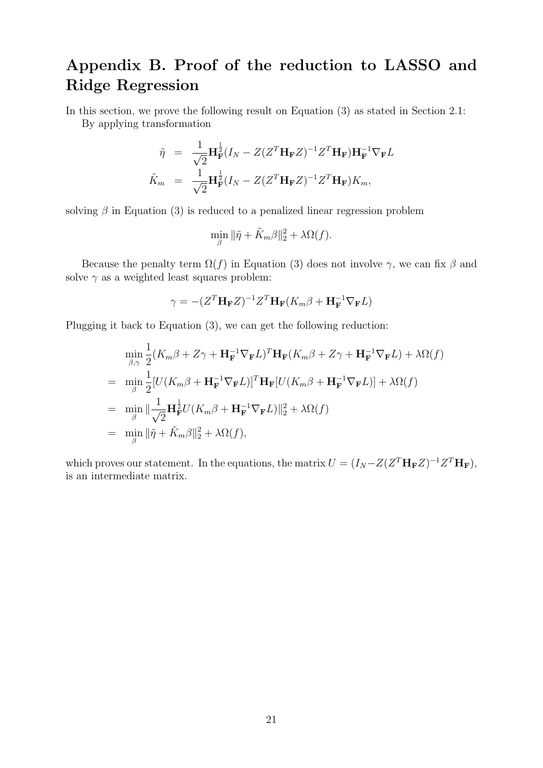# Appendix B. Proof of the reduction to LASSO and Ridge Regression

In this section, we prove the following result on Equation (3) as stated in Section 2.1:

By applying transformation

$$
\begin{aligned}
\tilde{\eta} &= \frac{1}{\sqrt{2}}\mathbf{H}_{\mathbf{F}}^{\frac{1}{2}}(I_N - Z(Z^T\mathbf{H}_{\mathbf{F}}Z)^{-1}Z^T\mathbf{H}_{\mathbf{F}})\mathbf{H}_{\mathbf{F}}^{-1}\nabla_{\mathbf{F}}L \\
\tilde{K}_m &= \frac{1}{\sqrt{2}}\mathbf{H}_{\mathbf{F}}^{\frac{1}{2}}(I_N - Z(Z^T\mathbf{H}_{\mathbf{F}}Z)^{-1}Z^T\mathbf{H}_{\mathbf{F}})K_m,
\end{aligned}
$$

solving $\beta$ in Equation (3) is reduced to a penalized linear regression problem

$$
\min_{\beta} \|\tilde{\eta} + \tilde{K}_m\beta\|_2^2 + \lambda\Omega(f).
$$

Because the penalty term $\Omega(f)$ in Equation (3) does not involve $\gamma$, we can fix $\beta$ and solve $\gamma$ as a weighted least squares problem:

$$
\gamma = -(Z^T\mathbf{H}_{\mathbf{F}}Z)^{-1}Z^T\mathbf{H}_{\mathbf{F}}(K_m\beta + \mathbf{H}_{\mathbf{F}}^{-1}\nabla_{\mathbf{F}}L)
$$

Plugging it back to Equation (3), we can get the following reduction:

$$
\begin{aligned}
& \min_{\beta,\gamma} \frac{1}{2}(K_m\beta + Z\gamma + \mathbf{H}_{\mathbf{F}}^{-1}\nabla_{\mathbf{F}}L)^T\mathbf{H}_{\mathbf{F}}(K_m\beta + Z\gamma + \mathbf{H}_{\mathbf{F}}^{-1}\nabla_{\mathbf{F}}L) + \lambda\Omega(f) \\
= \; & \min_{\beta} \frac{1}{2}[U(K_m\beta + \mathbf{H}_{\mathbf{F}}^{-1}\nabla_{\mathbf{F}}L)]^T\mathbf{H}_{\mathbf{F}}[U(K_m\beta + \mathbf{H}_{\mathbf{F}}^{-1}\nabla_{\mathbf{F}}L)] + \lambda\Omega(f) \\
= \; & \min_{\beta} \|\frac{1}{\sqrt{2}}\mathbf{H}_{\mathbf{F}}^{\frac{1}{2}}U(K_m\beta + \mathbf{H}_{\mathbf{F}}^{-1}\nabla_{\mathbf{F}}L)\|_2^2 + \lambda\Omega(f) \\
= \; & \min_{\beta} \|\tilde{\eta} + \tilde{K}_m\beta\|_2^2 + \lambda\Omega(f),
\end{aligned}
$$

which proves our statement. In the equations, the matrix $U = (I_N - Z(Z^T\mathbf{H}_{\mathbf{F}}Z)^{-1}Z^T\mathbf{H}_{\mathbf{F}})$, is an intermediate matrix.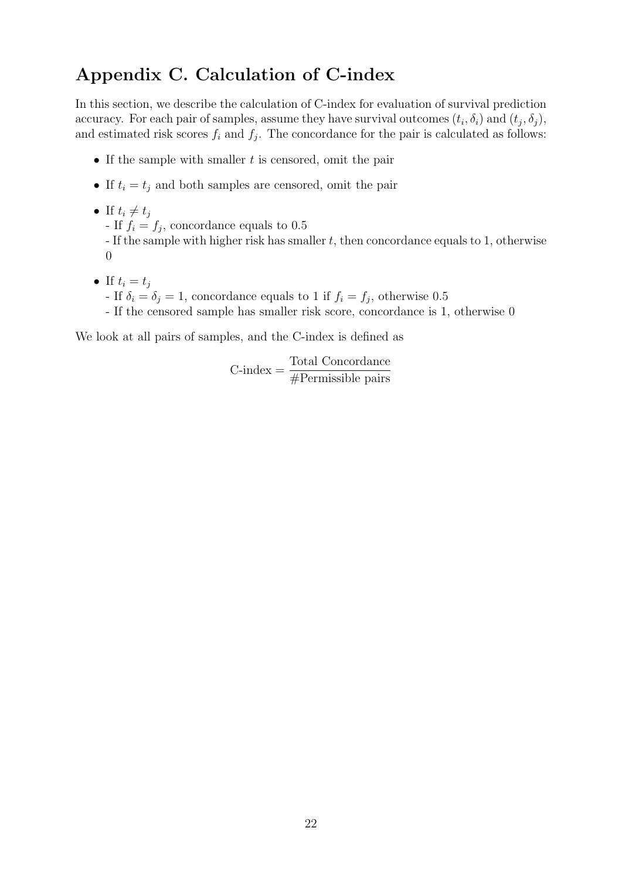# Appendix C. Calculation of C-index

In this section, we describe the calculation of C-index for evaluation of survival prediction accuracy. For each pair of samples, assume they have survival outcomes $(t_i, \delta_i)$ and $(t_j, \delta_j)$, and estimated risk scores $f_i$ and $f_j$. The concordance for the pair is calculated as follows:

- If the sample with smaller $t$ is censored, omit the pair
- If $t_i = t_j$ and both samples are censored, omit the pair
- If $t_i \neq t_j$
  - If $f_i = f_j$, concordance equals to 0.5
  - If the sample with higher risk has smaller $t$, then concordance equals to 1, otherwise 0
- If $t_i = t_j$
  - If $\delta_i = \delta_j = 1$, concordance equals to 1 if $f_i = f_j$, otherwise 0.5
  - If the censored sample has smaller risk score, concordance is 1, otherwise 0

We look at all pairs of samples, and the C-index is defined as

$$\text{C-index} = \frac{\text{Total Concordance}}{\#\text{Permissible pairs}}$$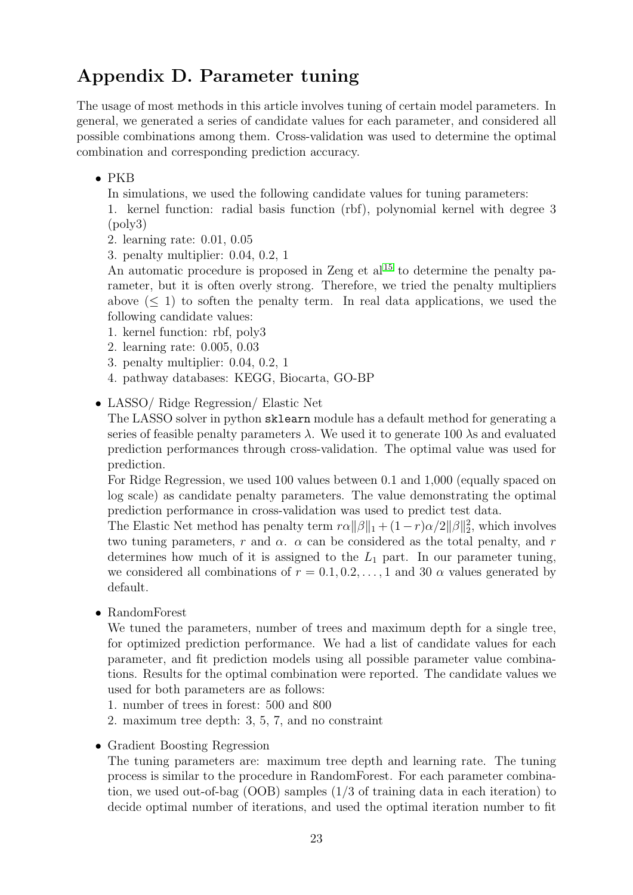## Appendix D. Parameter tuning

The usage of most methods in this article involves tuning of certain model parameters. In general, we generated a series of candidate values for each parameter, and considered all possible combinations among them. Cross-validation was used to determine the optimal combination and corresponding prediction accuracy.

- PKB

  In simulations, we used the following candidate values for tuning parameters:
  1. kernel function: radial basis function (rbf), polynomial kernel with degree 3 (poly3)
  2. learning rate: 0.01, 0.05
  3. penalty multiplier: 0.04, 0.2, 1

  An automatic procedure is proposed in Zeng et al[15] to determine the penalty parameter, but it is often overly strong. Therefore, we tried the penalty multipliers above ($\leq 1$) to soften the penalty term. In real data applications, we used the following candidate values:
  1. kernel function: rbf, poly3
  2. learning rate: 0.005, 0.03
  3. penalty multiplier: 0.04, 0.2, 1
  4. pathway databases: KEGG, Biocarta, GO-BP

- LASSO/ Ridge Regression/ Elastic Net

  The LASSO solver in python `sklearn` module has a default method for generating a series of feasible penalty parameters $\lambda$. We used it to generate 100 $\lambda$s and evaluated prediction performances through cross-validation. The optimal value was used for prediction.

  For Ridge Regression, we used 100 values between 0.1 and 1,000 (equally spaced on log scale) as candidate penalty parameters. The value demonstrating the optimal prediction performance in cross-validation was used to predict test data.

  The Elastic Net method has penalty term $r\alpha\|\beta\|_1 + (1-r)\alpha/2\|\beta\|_2^2$, which involves two tuning parameters, $r$ and $\alpha$. $\alpha$ can be considered as the total penalty, and $r$ determines how much of it is assigned to the $L_1$ part. In our parameter tuning, we considered all combinations of $r = 0.1, 0.2, \ldots, 1$ and 30 $\alpha$ values generated by default.

- RandomForest

  We tuned the parameters, number of trees and maximum depth for a single tree, for optimized prediction performance. We had a list of candidate values for each parameter, and fit prediction models using all possible parameter value combinations. Results for the optimal combination were reported. The candidate values we used for both parameters are as follows:
  1. number of trees in forest: 500 and 800
  2. maximum tree depth: 3, 5, 7, and no constraint

- Gradient Boosting Regression

  The tuning parameters are: maximum tree depth and learning rate. The tuning process is similar to the procedure in RandomForest. For each parameter combination, we used out-of-bag (OOB) samples (1/3 of training data in each iteration) to decide optimal number of iterations, and used the optimal iteration number to fit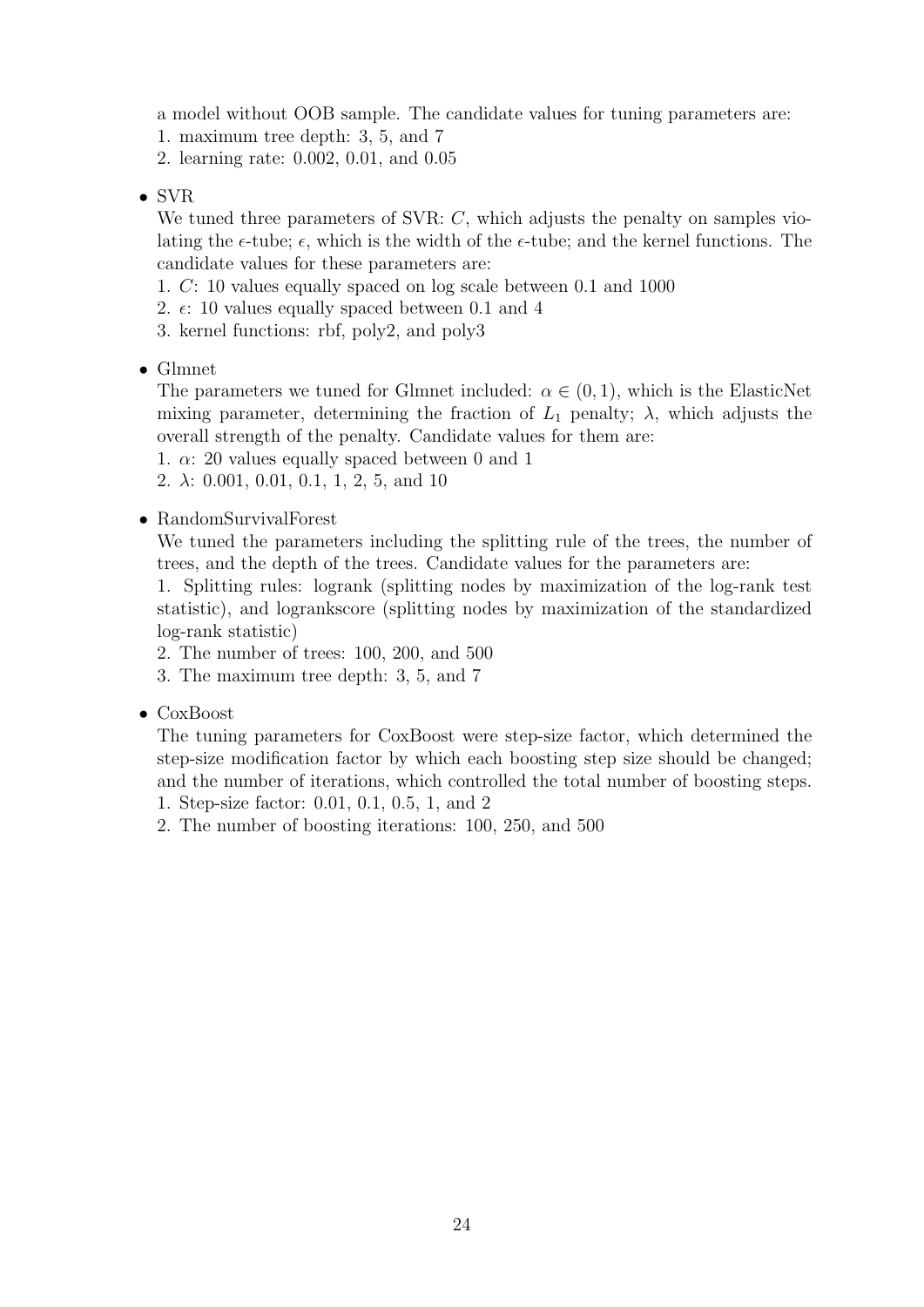a model without OOB sample. The candidate values for tuning parameters are:
1. maximum tree depth: 3, 5, and 7
2. learning rate: 0.002, 0.01, and 0.05

- SVR
  We tuned three parameters of SVR: $C$, which adjusts the penalty on samples violating the $\epsilon$-tube; $\epsilon$, which is the width of the $\epsilon$-tube; and the kernel functions. The candidate values for these parameters are:
  1. $C$: 10 values equally spaced on log scale between 0.1 and 1000
  2. $\epsilon$: 10 values equally spaced between 0.1 and 4
  3. kernel functions: rbf, poly2, and poly3

- Glmnet
  The parameters we tuned for Glmnet included: $\alpha \in (0, 1)$, which is the ElasticNet mixing parameter, determining the fraction of $L_1$ penalty; $\lambda$, which adjusts the overall strength of the penalty. Candidate values for them are:
  1. $\alpha$: 20 values equally spaced between 0 and 1
  2. $\lambda$: 0.001, 0.01, 0.1, 1, 2, 5, and 10

- RandomSurvivalForest
  We tuned the parameters including the splitting rule of the trees, the number of trees, and the depth of the trees. Candidate values for the parameters are:
  1. Splitting rules: logrank (splitting nodes by maximization of the log-rank test statistic), and logrankscore (splitting nodes by maximization of the standardized log-rank statistic)
  2. The number of trees: 100, 200, and 500
  3. The maximum tree depth: 3, 5, and 7

- CoxBoost
  The tuning parameters for CoxBoost were step-size factor, which determined the step-size modification factor by which each boosting step size should be changed; and the number of iterations, which controlled the total number of boosting steps.
  1. Step-size factor: 0.01, 0.1, 0.5, 1, and 2
  2. The number of boosting iterations: 100, 250, and 500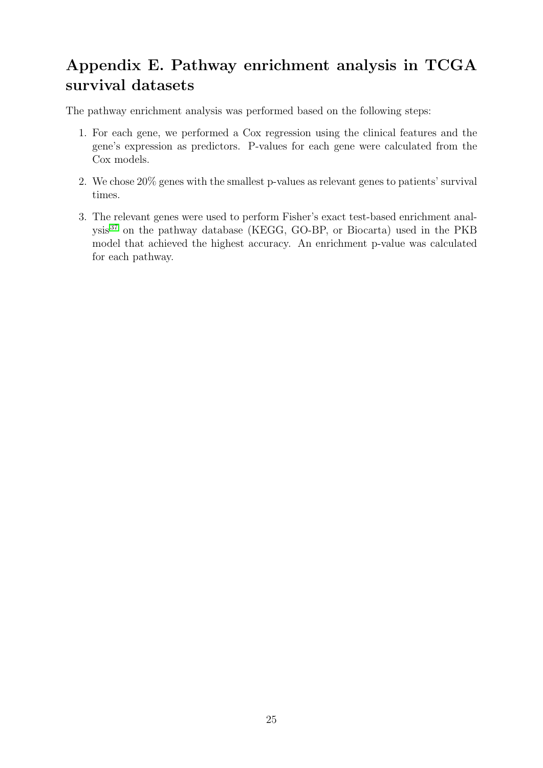# Appendix E. Pathway enrichment analysis in TCGA survival datasets

The pathway enrichment analysis was performed based on the following steps:

1. For each gene, we performed a Cox regression using the clinical features and the gene's expression as predictors. P-values for each gene were calculated from the Cox models.
2. We chose 20% genes with the smallest p-values as relevant genes to patients' survival times.
3. The relevant genes were used to perform Fisher's exact test-based enrichment analysis[37] on the pathway database (KEGG, GO-BP, or Biocarta) used in the PKB model that achieved the highest accuracy. An enrichment p-value was calculated for each pathway.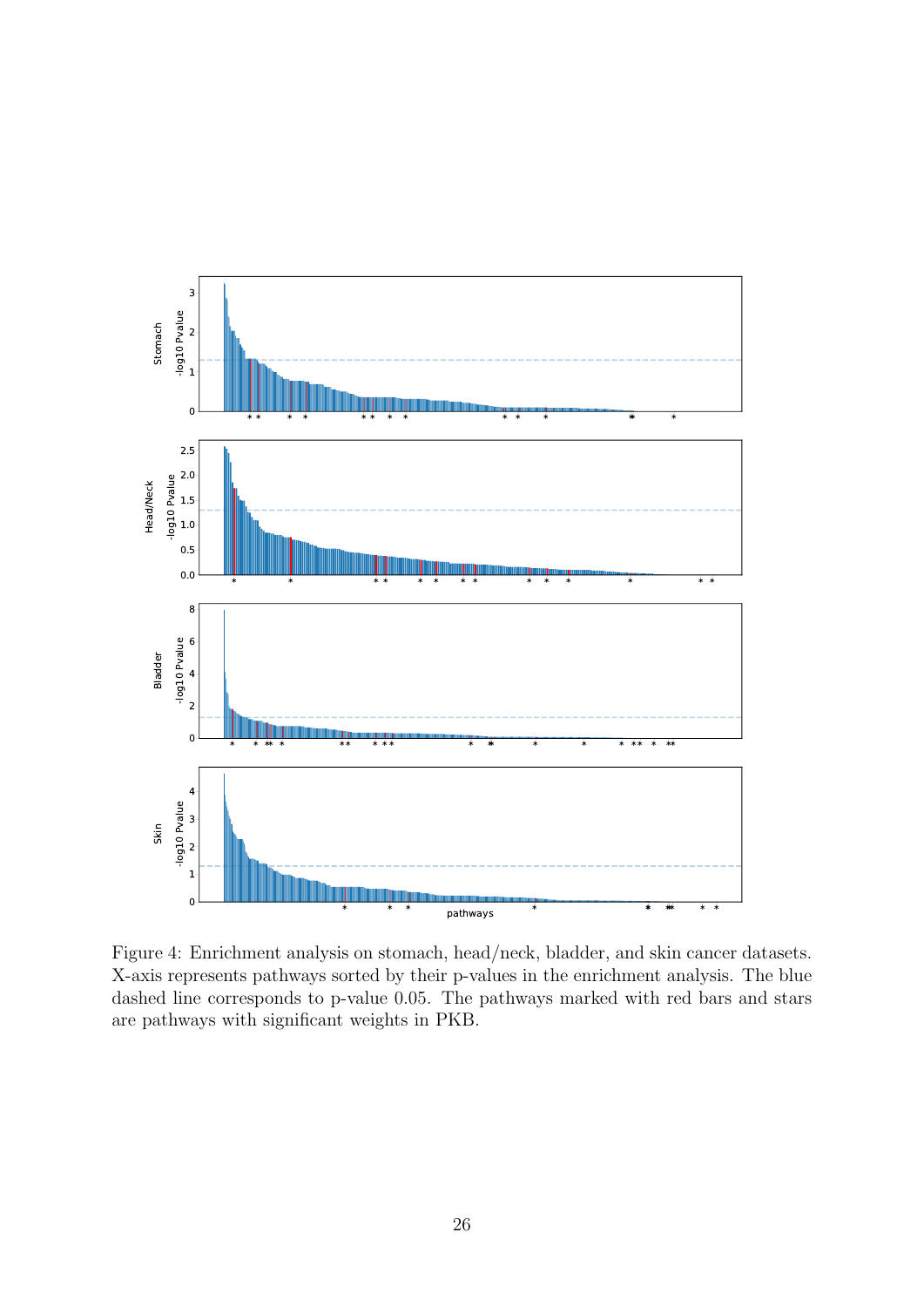Figure 4: Enrichment analysis on stomach, head/neck, bladder, and skin cancer datasets. X-axis represents pathways sorted by their p-values in the enrichment analysis. The blue dashed line corresponds to p-value 0.05. The pathways marked with red bars and stars are pathways with significant weights in PKB.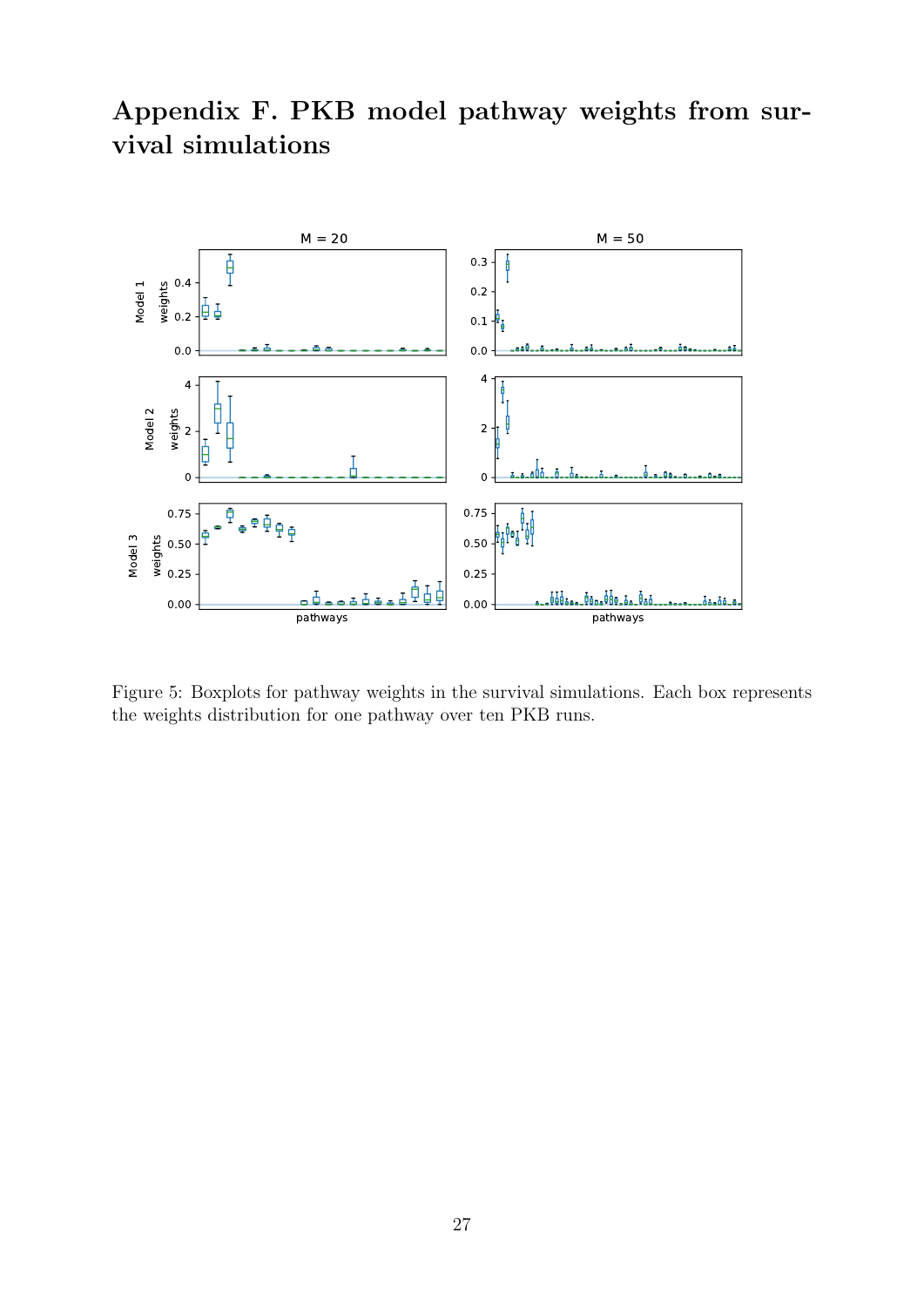# Appendix F. PKB model pathway weights from survival simulations

Figure 5: Boxplots for pathway weights in the survival simulations. Each box represents the weights distribution for one pathway over ten PKB runs.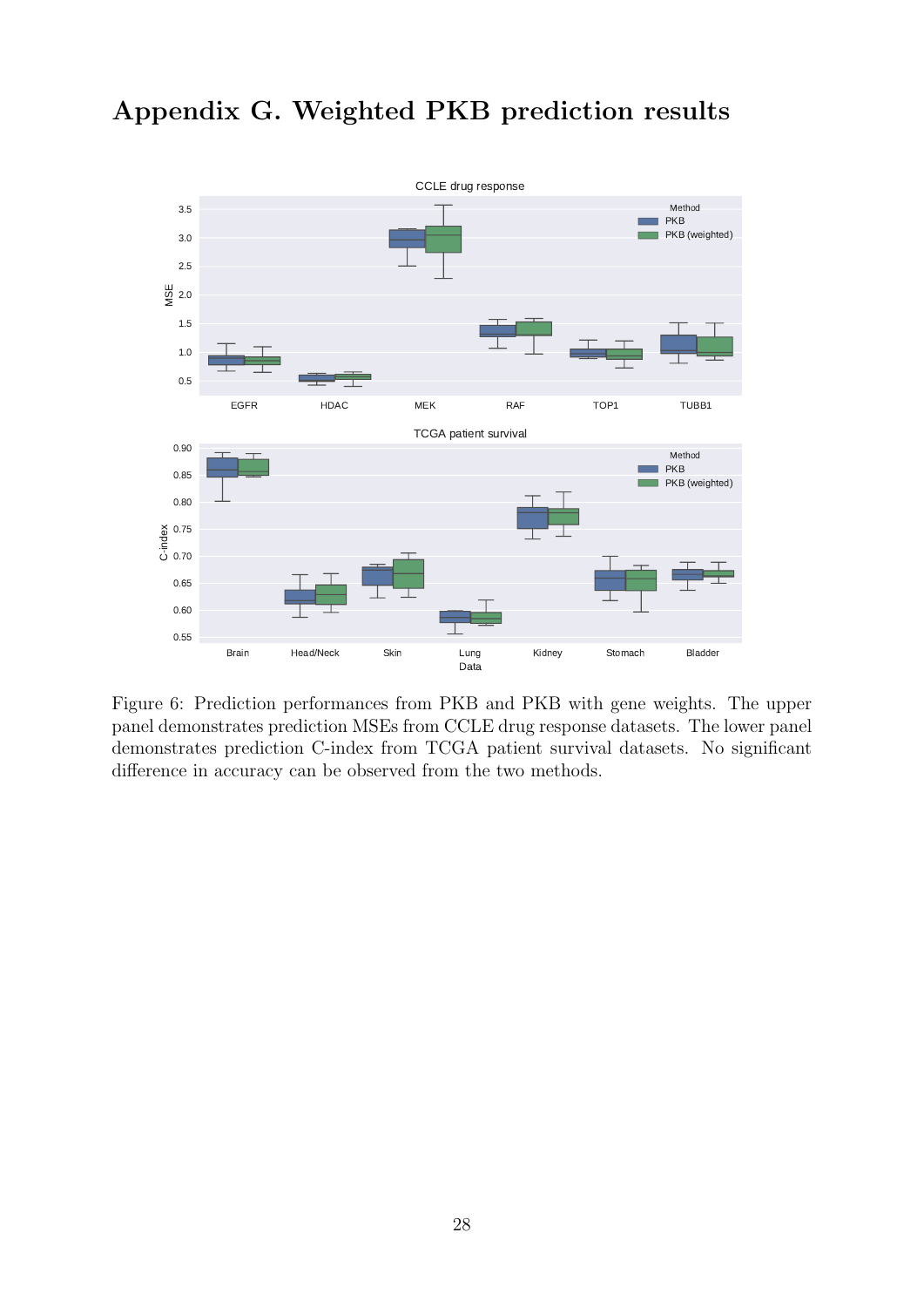# Appendix G. Weighted PKB prediction results

Figure 6: Prediction performances from PKB and PKB with gene weights. The upper panel demonstrates prediction MSEs from CCLE drug response datasets. The lower panel demonstrates prediction C-index from TCGA patient survival datasets. No significant difference in accuracy can be observed from the two methods.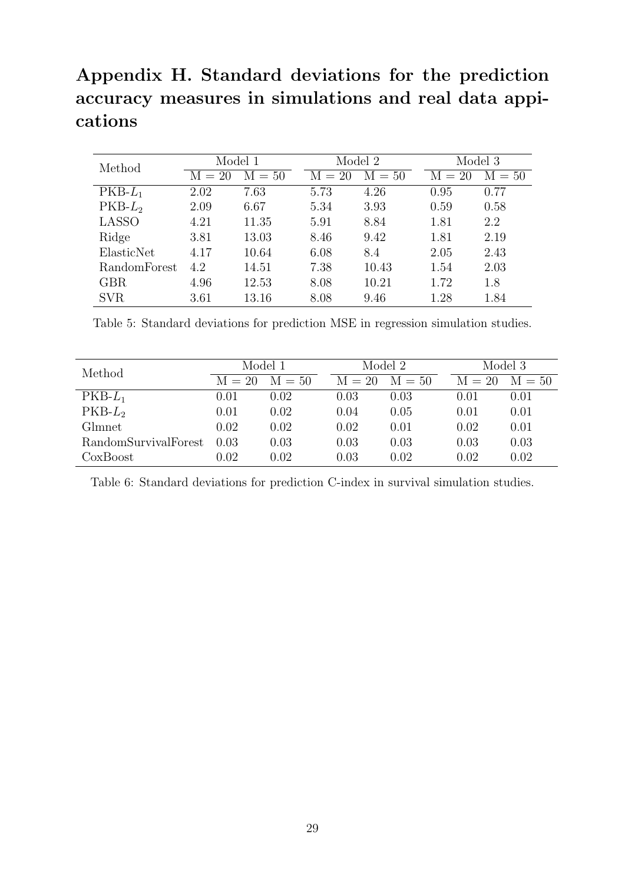## Appendix H. Standard deviations for the prediction accuracy measures in simulations and real data appications

| Method | Model 1 | | Model 2 | | Model 3 | |
|---|---|---|---|---|---|---|
| | M = 20 | M = 50 | M = 20 | M = 50 | M = 20 | M = 50 |
| PKB-$L_1$ | 2.02 | 7.63 | 5.73 | 4.26 | 0.95 | 0.77 |
| PKB-$L_2$ | 2.09 | 6.67 | 5.34 | 3.93 | 0.59 | 0.58 |
| LASSO | 4.21 | 11.35 | 5.91 | 8.84 | 1.81 | 2.2 |
| Ridge | 3.81 | 13.03 | 8.46 | 9.42 | 1.81 | 2.19 |
| ElasticNet | 4.17 | 10.64 | 6.08 | 8.4 | 2.05 | 2.43 |
| RandomForest | 4.2 | 14.51 | 7.38 | 10.43 | 1.54 | 2.03 |
| GBR | 4.96 | 12.53 | 8.08 | 10.21 | 1.72 | 1.8 |
| SVR | 3.61 | 13.16 | 8.08 | 9.46 | 1.28 | 1.84 |

Table 5: Standard deviations for prediction MSE in regression simulation studies.

| Method | Model 1 | | Model 2 | | Model 3 | |
|---|---|---|---|---|---|---|
| | M = 20 | M = 50 | M = 20 | M = 50 | M = 20 | M = 50 |
| PKB-$L_1$ | 0.01 | 0.02 | 0.03 | 0.03 | 0.01 | 0.01 |
| PKB-$L_2$ | 0.01 | 0.02 | 0.04 | 0.05 | 0.01 | 0.01 |
| Glmnet | 0.02 | 0.02 | 0.02 | 0.01 | 0.02 | 0.01 |
| RandomSurvivalForest | 0.03 | 0.03 | 0.03 | 0.03 | 0.03 | 0.03 |
| CoxBoost | 0.02 | 0.02 | 0.03 | 0.02 | 0.02 | 0.02 |

Table 6: Standard deviations for prediction C-index in survival simulation studies.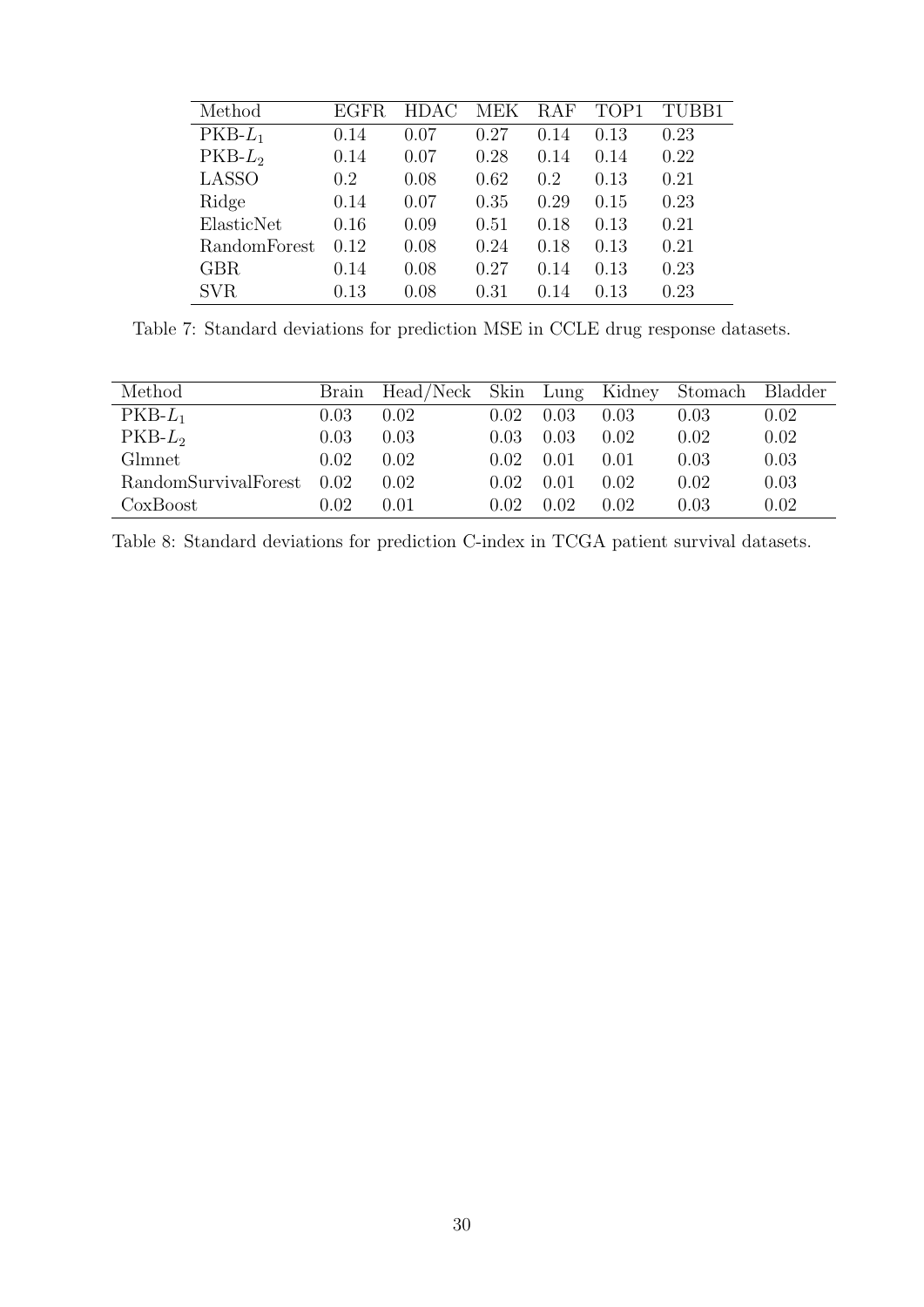| Method | EGFR | HDAC | MEK | RAF | TOP1 | TUBB1 |
|---|---|---|---|---|---|---|
| PKB-$L_1$ | 0.14 | 0.07 | 0.27 | 0.14 | 0.13 | 0.23 |
| PKB-$L_2$ | 0.14 | 0.07 | 0.28 | 0.14 | 0.14 | 0.22 |
| LASSO | 0.2 | 0.08 | 0.62 | 0.2 | 0.13 | 0.21 |
| Ridge | 0.14 | 0.07 | 0.35 | 0.29 | 0.15 | 0.23 |
| ElasticNet | 0.16 | 0.09 | 0.51 | 0.18 | 0.13 | 0.21 |
| RandomForest | 0.12 | 0.08 | 0.24 | 0.18 | 0.13 | 0.21 |
| GBR | 0.14 | 0.08 | 0.27 | 0.14 | 0.13 | 0.23 |
| SVR | 0.13 | 0.08 | 0.31 | 0.14 | 0.13 | 0.23 |

Table 7: Standard deviations for prediction MSE in CCLE drug response datasets.

| Method | Brain | Head/Neck | Skin | Lung | Kidney | Stomach | Bladder |
|---|---|---|---|---|---|---|---|
| PKB-$L_1$ | 0.03 | 0.02 | 0.02 | 0.03 | 0.03 | 0.03 | 0.02 |
| PKB-$L_2$ | 0.03 | 0.03 | 0.03 | 0.03 | 0.02 | 0.02 | 0.02 |
| Glmnet | 0.02 | 0.02 | 0.02 | 0.01 | 0.01 | 0.03 | 0.03 |
| RandomSurvivalForest | 0.02 | 0.02 | 0.02 | 0.01 | 0.02 | 0.02 | 0.03 |
| CoxBoost | 0.02 | 0.01 | 0.02 | 0.02 | 0.02 | 0.03 | 0.02 |

Table 8: Standard deviations for prediction C-index in TCGA patient survival datasets.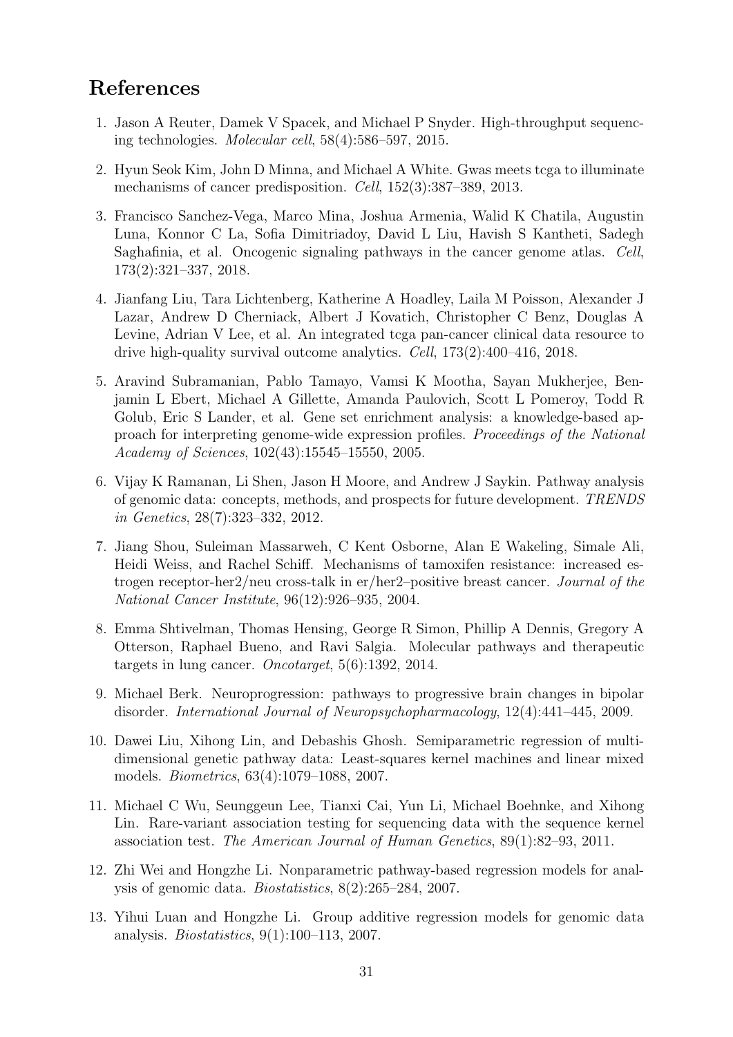## References

1. Jason A Reuter, Damek V Spacek, and Michael P Snyder. High-throughput sequencing technologies. *Molecular cell*, 58(4):586–597, 2015.

2. Hyun Seok Kim, John D Minna, and Michael A White. Gwas meets tcga to illuminate mechanisms of cancer predisposition. *Cell*, 152(3):387–389, 2013.

3. Francisco Sanchez-Vega, Marco Mina, Joshua Armenia, Walid K Chatila, Augustin Luna, Konnor C La, Sofia Dimitriadoy, David L Liu, Havish S Kantheti, Sadegh Saghafinia, et al. Oncogenic signaling pathways in the cancer genome atlas. *Cell*, 173(2):321–337, 2018.

4. Jianfang Liu, Tara Lichtenberg, Katherine A Hoadley, Laila M Poisson, Alexander J Lazar, Andrew D Cherniack, Albert J Kovatich, Christopher C Benz, Douglas A Levine, Adrian V Lee, et al. An integrated tcga pan-cancer clinical data resource to drive high-quality survival outcome analytics. *Cell*, 173(2):400–416, 2018.

5. Aravind Subramanian, Pablo Tamayo, Vamsi K Mootha, Sayan Mukherjee, Benjamin L Ebert, Michael A Gillette, Amanda Paulovich, Scott L Pomeroy, Todd R Golub, Eric S Lander, et al. Gene set enrichment analysis: a knowledge-based approach for interpreting genome-wide expression profiles. *Proceedings of the National Academy of Sciences*, 102(43):15545–15550, 2005.

6. Vijay K Ramanan, Li Shen, Jason H Moore, and Andrew J Saykin. Pathway analysis of genomic data: concepts, methods, and prospects for future development. *TRENDS in Genetics*, 28(7):323–332, 2012.

7. Jiang Shou, Suleiman Massarweh, C Kent Osborne, Alan E Wakeling, Simale Ali, Heidi Weiss, and Rachel Schiff. Mechanisms of tamoxifen resistance: increased estrogen receptor-her2/neu cross-talk in er/her2–positive breast cancer. *Journal of the National Cancer Institute*, 96(12):926–935, 2004.

8. Emma Shtivelman, Thomas Hensing, George R Simon, Phillip A Dennis, Gregory A Otterson, Raphael Bueno, and Ravi Salgia. Molecular pathways and therapeutic targets in lung cancer. *Oncotarget*, 5(6):1392, 2014.

9. Michael Berk. Neuroprogression: pathways to progressive brain changes in bipolar disorder. *International Journal of Neuropsychopharmacology*, 12(4):441–445, 2009.

10. Dawei Liu, Xihong Lin, and Debashis Ghosh. Semiparametric regression of multidimensional genetic pathway data: Least-squares kernel machines and linear mixed models. *Biometrics*, 63(4):1079–1088, 2007.

11. Michael C Wu, Seunggeun Lee, Tianxi Cai, Yun Li, Michael Boehnke, and Xihong Lin. Rare-variant association testing for sequencing data with the sequence kernel association test. *The American Journal of Human Genetics*, 89(1):82–93, 2011.

12. Zhi Wei and Hongzhe Li. Nonparametric pathway-based regression models for analysis of genomic data. *Biostatistics*, 8(2):265–284, 2007.

13. Yihui Luan and Hongzhe Li. Group additive regression models for genomic data analysis. *Biostatistics*, 9(1):100–113, 2007.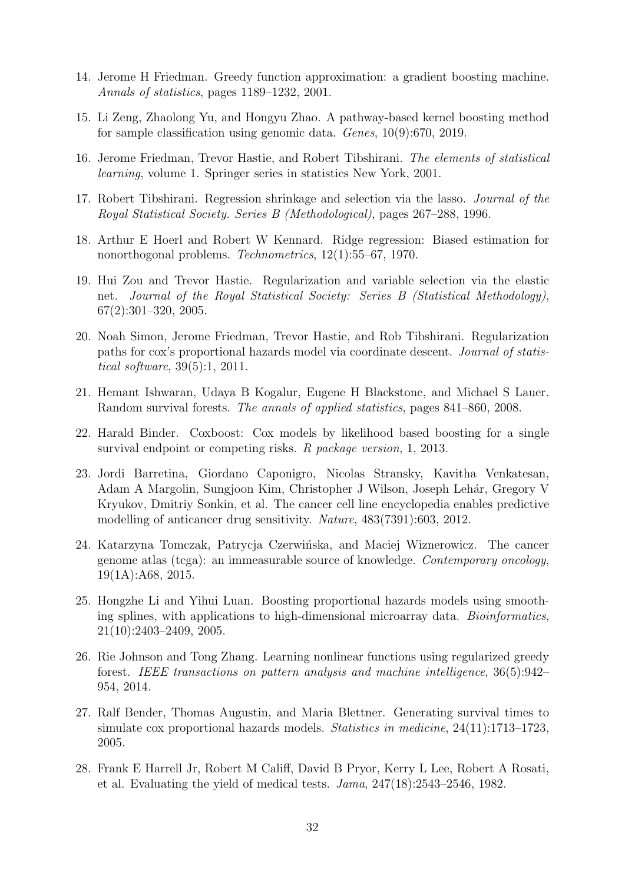14. Jerome H Friedman. Greedy function approximation: a gradient boosting machine. *Annals of statistics*, pages 1189–1232, 2001.

15. Li Zeng, Zhaolong Yu, and Hongyu Zhao. A pathway-based kernel boosting method for sample classification using genomic data. *Genes*, 10(9):670, 2019.

16. Jerome Friedman, Trevor Hastie, and Robert Tibshirani. *The elements of statistical learning*, volume 1. Springer series in statistics New York, 2001.

17. Robert Tibshirani. Regression shrinkage and selection via the lasso. *Journal of the Royal Statistical Society. Series B (Methodological)*, pages 267–288, 1996.

18. Arthur E Hoerl and Robert W Kennard. Ridge regression: Biased estimation for nonorthogonal problems. *Technometrics*, 12(1):55–67, 1970.

19. Hui Zou and Trevor Hastie. Regularization and variable selection via the elastic net. *Journal of the Royal Statistical Society: Series B (Statistical Methodology)*, 67(2):301–320, 2005.

20. Noah Simon, Jerome Friedman, Trevor Hastie, and Rob Tibshirani. Regularization paths for cox's proportional hazards model via coordinate descent. *Journal of statistical software*, 39(5):1, 2011.

21. Hemant Ishwaran, Udaya B Kogalur, Eugene H Blackstone, and Michael S Lauer. Random survival forests. *The annals of applied statistics*, pages 841–860, 2008.

22. Harald Binder. Coxboost: Cox models by likelihood based boosting for a single survival endpoint or competing risks. *R package version*, 1, 2013.

23. Jordi Barretina, Giordano Caponigro, Nicolas Stransky, Kavitha Venkatesan, Adam A Margolin, Sungjoon Kim, Christopher J Wilson, Joseph Lehár, Gregory V Kryukov, Dmitriy Sonkin, et al. The cancer cell line encyclopedia enables predictive modelling of anticancer drug sensitivity. *Nature*, 483(7391):603, 2012.

24. Katarzyna Tomczak, Patrycja Czerwińska, and Maciej Wiznerowicz. The cancer genome atlas (tcga): an immeasurable source of knowledge. *Contemporary oncology*, 19(1A):A68, 2015.

25. Hongzhe Li and Yihui Luan. Boosting proportional hazards models using smoothing splines, with applications to high-dimensional microarray data. *Bioinformatics*, 21(10):2403–2409, 2005.

26. Rie Johnson and Tong Zhang. Learning nonlinear functions using regularized greedy forest. *IEEE transactions on pattern analysis and machine intelligence*, 36(5):942–954, 2014.

27. Ralf Bender, Thomas Augustin, and Maria Blettner. Generating survival times to simulate cox proportional hazards models. *Statistics in medicine*, 24(11):1713–1723, 2005.

28. Frank E Harrell Jr, Robert M Califf, David B Pryor, Kerry L Lee, Robert A Rosati, et al. Evaluating the yield of medical tests. *Jama*, 247(18):2543–2546, 1982.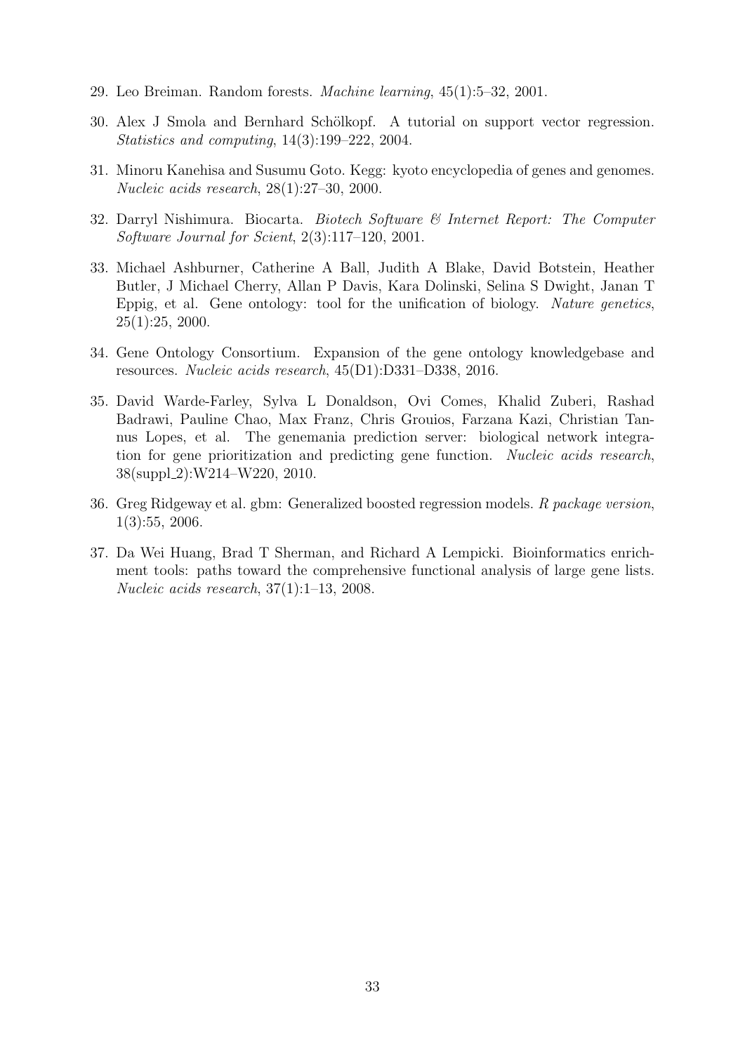29. Leo Breiman. Random forests. *Machine learning*, 45(1):5–32, 2001.

30. Alex J Smola and Bernhard Schölkopf. A tutorial on support vector regression. *Statistics and computing*, 14(3):199–222, 2004.

31. Minoru Kanehisa and Susumu Goto. Kegg: kyoto encyclopedia of genes and genomes. *Nucleic acids research*, 28(1):27–30, 2000.

32. Darryl Nishimura. Biocarta. *Biotech Software & Internet Report: The Computer Software Journal for Scient*, 2(3):117–120, 2001.

33. Michael Ashburner, Catherine A Ball, Judith A Blake, David Botstein, Heather Butler, J Michael Cherry, Allan P Davis, Kara Dolinski, Selina S Dwight, Janan T Eppig, et al. Gene ontology: tool for the unification of biology. *Nature genetics*, 25(1):25, 2000.

34. Gene Ontology Consortium. Expansion of the gene ontology knowledgebase and resources. *Nucleic acids research*, 45(D1):D331–D338, 2016.

35. David Warde-Farley, Sylva L Donaldson, Ovi Comes, Khalid Zuberi, Rashad Badrawi, Pauline Chao, Max Franz, Chris Grouios, Farzana Kazi, Christian Tannus Lopes, et al. The genemania prediction server: biological network integration for gene prioritization and predicting gene function. *Nucleic acids research*, 38(suppl_2):W214–W220, 2010.

36. Greg Ridgeway et al. gbm: Generalized boosted regression models. *R package version*, 1(3):55, 2006.

37. Da Wei Huang, Brad T Sherman, and Richard A Lempicki. Bioinformatics enrichment tools: paths toward the comprehensive functional analysis of large gene lists. *Nucleic acids research*, 37(1):1–13, 2008.